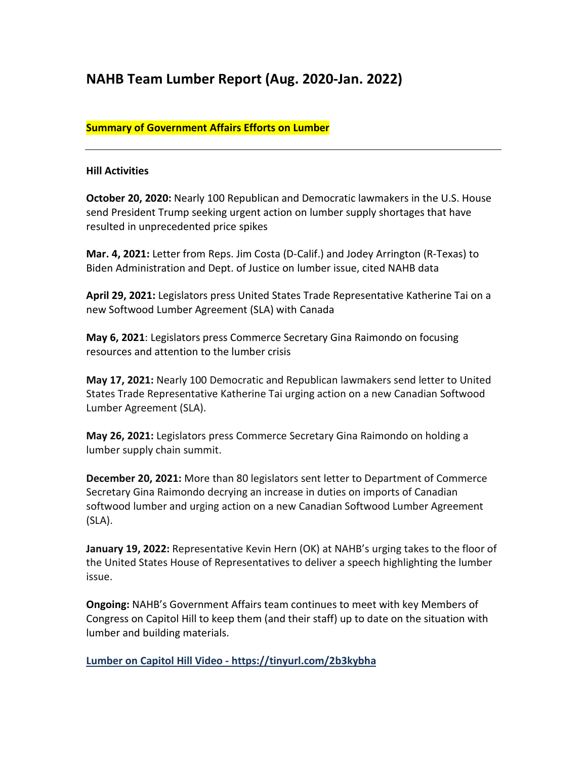# NAHB Team Lumber Report (Aug. 2020-Jan. 2022)

**Summary of Government Affairs Efforts on Lumber**

---

**Hill Activities**

**October 20, 2020:** Nearly 100 Republican and Democratic lawmakers in the U.S. House send President Trump seeking urgent action on lumber supply shortages that have resulted in unprecedented price spikes

**Mar. 4, 2021:** Letter from Reps. Jim Costa (D-Calif.) and Jodey Arrington (R-Texas) to Biden Administration and Dept. of Justice on lumber issue, cited NAHB data

**April 29, 2021:** Legislators press United States Trade Representative Katherine Tai on a new Softwood Lumber Agreement (SLA) with Canada

**May 6, 2021**: Legislators press Commerce Secretary Gina Raimondo on focusing resources and attention to the lumber crisis

**May 17, 2021:** Nearly 100 Democratic and Republican lawmakers send letter to United States Trade Representative Katherine Tai urging action on a new Canadian Softwood Lumber Agreement (SLA).

**May 26, 2021:** Legislators press Commerce Secretary Gina Raimondo on holding a lumber supply chain summit.

**December 20, 2021:** More than 80 legislators sent letter to Department of Commerce Secretary Gina Raimondo decrying an increase in duties on imports of Canadian softwood lumber and urging action on a new Canadian Softwood Lumber Agreement (SLA).

**January 19, 2022:** Representative Kevin Hern (OK) at NAHB's urging takes to the floor of the United States House of Representatives to deliver a speech highlighting the lumber issue.

**Ongoing:** NAHB's Government Affairs team continues to meet with key Members of Congress on Capitol Hill to keep them (and their staff) up to date on the situation with lumber and building materials.

**Lumber on Capitol Hill Video - https://tinyurl.com/2b3kybha**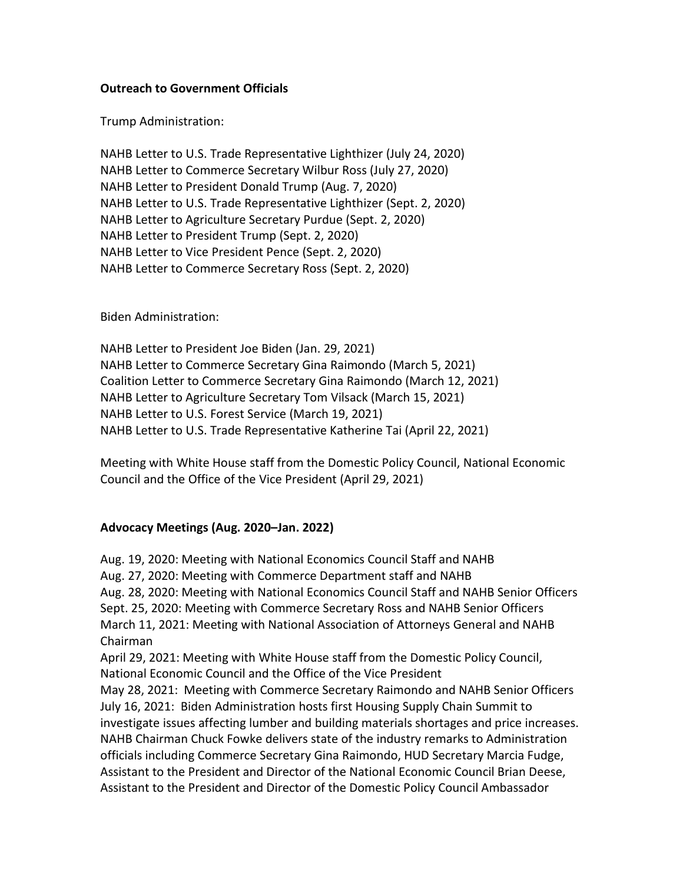**Outreach to Government Officials**

Trump Administration:

NAHB Letter to U.S. Trade Representative Lighthizer (July 24, 2020)
NAHB Letter to Commerce Secretary Wilbur Ross (July 27, 2020)
NAHB Letter to President Donald Trump (Aug. 7, 2020)
NAHB Letter to U.S. Trade Representative Lighthizer (Sept. 2, 2020)
NAHB Letter to Agriculture Secretary Purdue (Sept. 2, 2020)
NAHB Letter to President Trump (Sept. 2, 2020)
NAHB Letter to Vice President Pence (Sept. 2, 2020)
NAHB Letter to Commerce Secretary Ross (Sept. 2, 2020)

Biden Administration:

NAHB Letter to President Joe Biden (Jan. 29, 2021)
NAHB Letter to Commerce Secretary Gina Raimondo (March 5, 2021)
Coalition Letter to Commerce Secretary Gina Raimondo (March 12, 2021)
NAHB Letter to Agriculture Secretary Tom Vilsack (March 15, 2021)
NAHB Letter to U.S. Forest Service (March 19, 2021)
NAHB Letter to U.S. Trade Representative Katherine Tai (April 22, 2021)

Meeting with White House staff from the Domestic Policy Council, National Economic Council and the Office of the Vice President (April 29, 2021)

**Advocacy Meetings (Aug. 2020–Jan. 2022)**

Aug. 19, 2020: Meeting with National Economics Council Staff and NAHB
Aug. 27, 2020: Meeting with Commerce Department staff and NAHB
Aug. 28, 2020: Meeting with National Economics Council Staff and NAHB Senior Officers
Sept. 25, 2020: Meeting with Commerce Secretary Ross and NAHB Senior Officers
March 11, 2021: Meeting with National Association of Attorneys General and NAHB Chairman
April 29, 2021: Meeting with White House staff from the Domestic Policy Council, National Economic Council and the Office of the Vice President
May 28, 2021: Meeting with Commerce Secretary Raimondo and NAHB Senior Officers
July 16, 2021: Biden Administration hosts first Housing Supply Chain Summit to investigate issues affecting lumber and building materials shortages and price increases. NAHB Chairman Chuck Fowke delivers state of the industry remarks to Administration officials including Commerce Secretary Gina Raimondo, HUD Secretary Marcia Fudge, Assistant to the President and Director of the National Economic Council Brian Deese, Assistant to the President and Director of the Domestic Policy Council Ambassador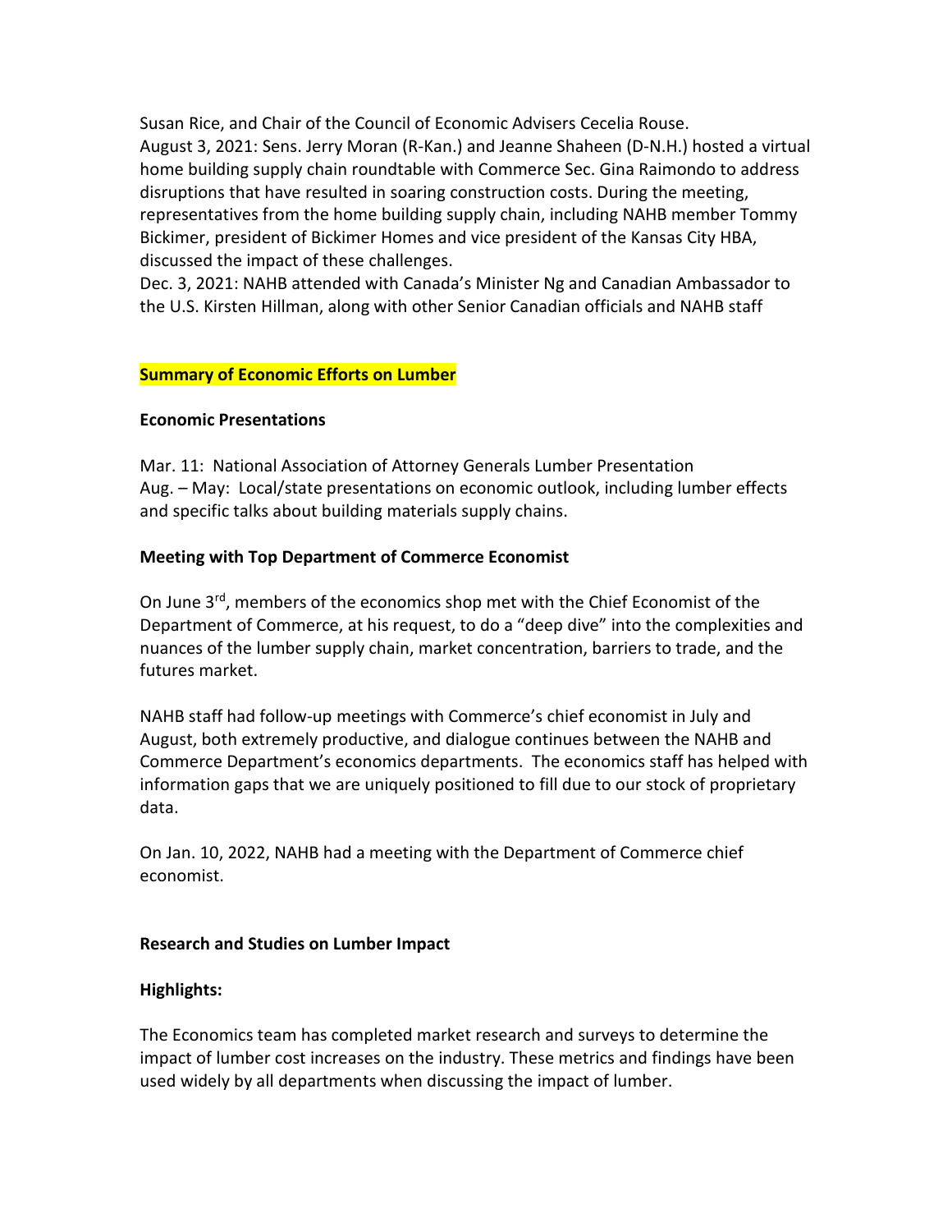Susan Rice, and Chair of the Council of Economic Advisers Cecelia Rouse.
August 3, 2021: Sens. Jerry Moran (R-Kan.) and Jeanne Shaheen (D-N.H.) hosted a virtual home building supply chain roundtable with Commerce Sec. Gina Raimondo to address disruptions that have resulted in soaring construction costs. During the meeting, representatives from the home building supply chain, including NAHB member Tommy Bickimer, president of Bickimer Homes and vice president of the Kansas City HBA, discussed the impact of these challenges.
Dec. 3, 2021: NAHB attended with Canada's Minister Ng and Canadian Ambassador to the U.S. Kirsten Hillman, along with other Senior Canadian officials and NAHB staff

**Summary of Economic Efforts on Lumber**

**Economic Presentations**

Mar. 11: National Association of Attorney Generals Lumber Presentation
Aug. – May: Local/state presentations on economic outlook, including lumber effects and specific talks about building materials supply chains.

**Meeting with Top Department of Commerce Economist**

On June 3rd, members of the economics shop met with the Chief Economist of the Department of Commerce, at his request, to do a "deep dive" into the complexities and nuances of the lumber supply chain, market concentration, barriers to trade, and the futures market.

NAHB staff had follow-up meetings with Commerce's chief economist in July and August, both extremely productive, and dialogue continues between the NAHB and Commerce Department's economics departments. The economics staff has helped with information gaps that we are uniquely positioned to fill due to our stock of proprietary data.

On Jan. 10, 2022, NAHB had a meeting with the Department of Commerce chief economist.

**Research and Studies on Lumber Impact**

**Highlights:**

The Economics team has completed market research and surveys to determine the impact of lumber cost increases on the industry. These metrics and findings have been used widely by all departments when discussing the impact of lumber.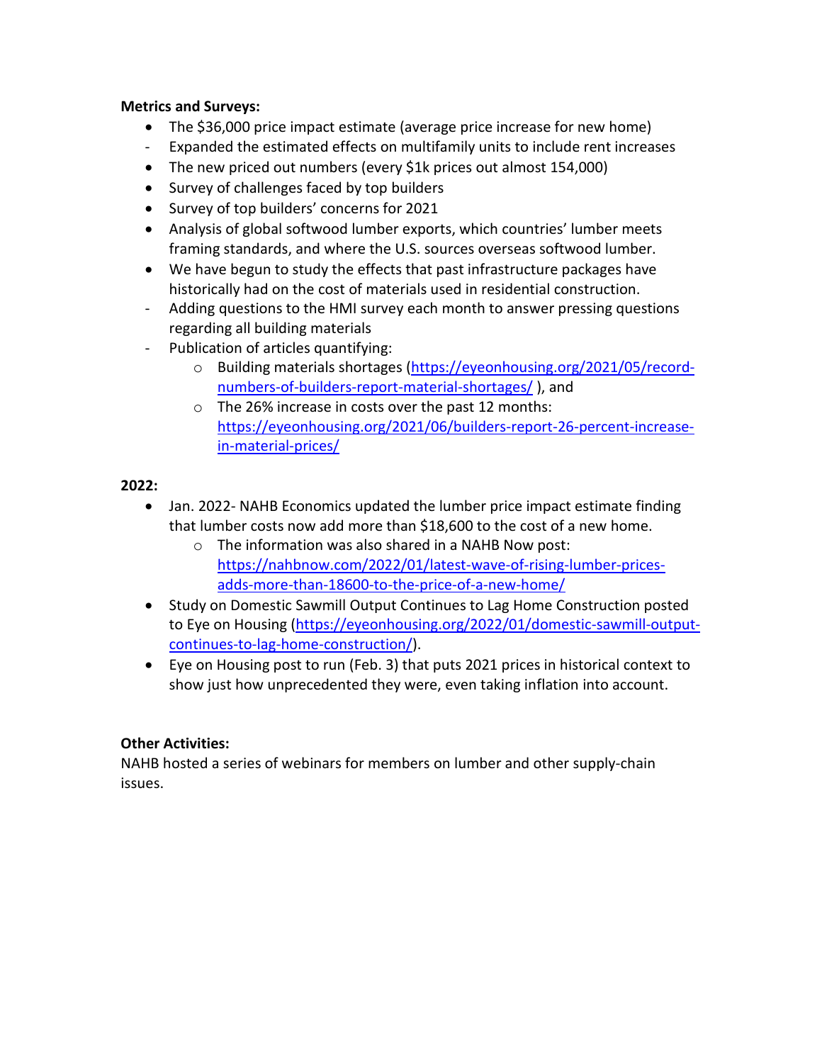**Metrics and Surveys:**

- The $36,000 price impact estimate (average price increase for new home)
- Expanded the estimated effects on multifamily units to include rent increases
- The new priced out numbers (every $1k prices out almost 154,000)
- Survey of challenges faced by top builders
- Survey of top builders' concerns for 2021
- Analysis of global softwood lumber exports, which countries' lumber meets framing standards, and where the U.S. sources overseas softwood lumber.
- We have begun to study the effects that past infrastructure packages have historically had on the cost of materials used in residential construction.
- Adding questions to the HMI survey each month to answer pressing questions regarding all building materials
- Publication of articles quantifying:
  - Building materials shortages (https://eyeonhousing.org/2021/05/record-numbers-of-builders-report-material-shortages/ ), and
  - The 26% increase in costs over the past 12 months: https://eyeonhousing.org/2021/06/builders-report-26-percent-increase-in-material-prices/

**2022:**

- Jan. 2022- NAHB Economics updated the lumber price impact estimate finding that lumber costs now add more than $18,600 to the cost of a new home.
  - The information was also shared in a NAHB Now post: https://nahbnow.com/2022/01/latest-wave-of-rising-lumber-prices-adds-more-than-18600-to-the-price-of-a-new-home/
- Study on Domestic Sawmill Output Continues to Lag Home Construction posted to Eye on Housing (https://eyeonhousing.org/2022/01/domestic-sawmill-output-continues-to-lag-home-construction/).
- Eye on Housing post to run (Feb. 3) that puts 2021 prices in historical context to show just how unprecedented they were, even taking inflation into account.

**Other Activities:**

NAHB hosted a series of webinars for members on lumber and other supply-chain issues.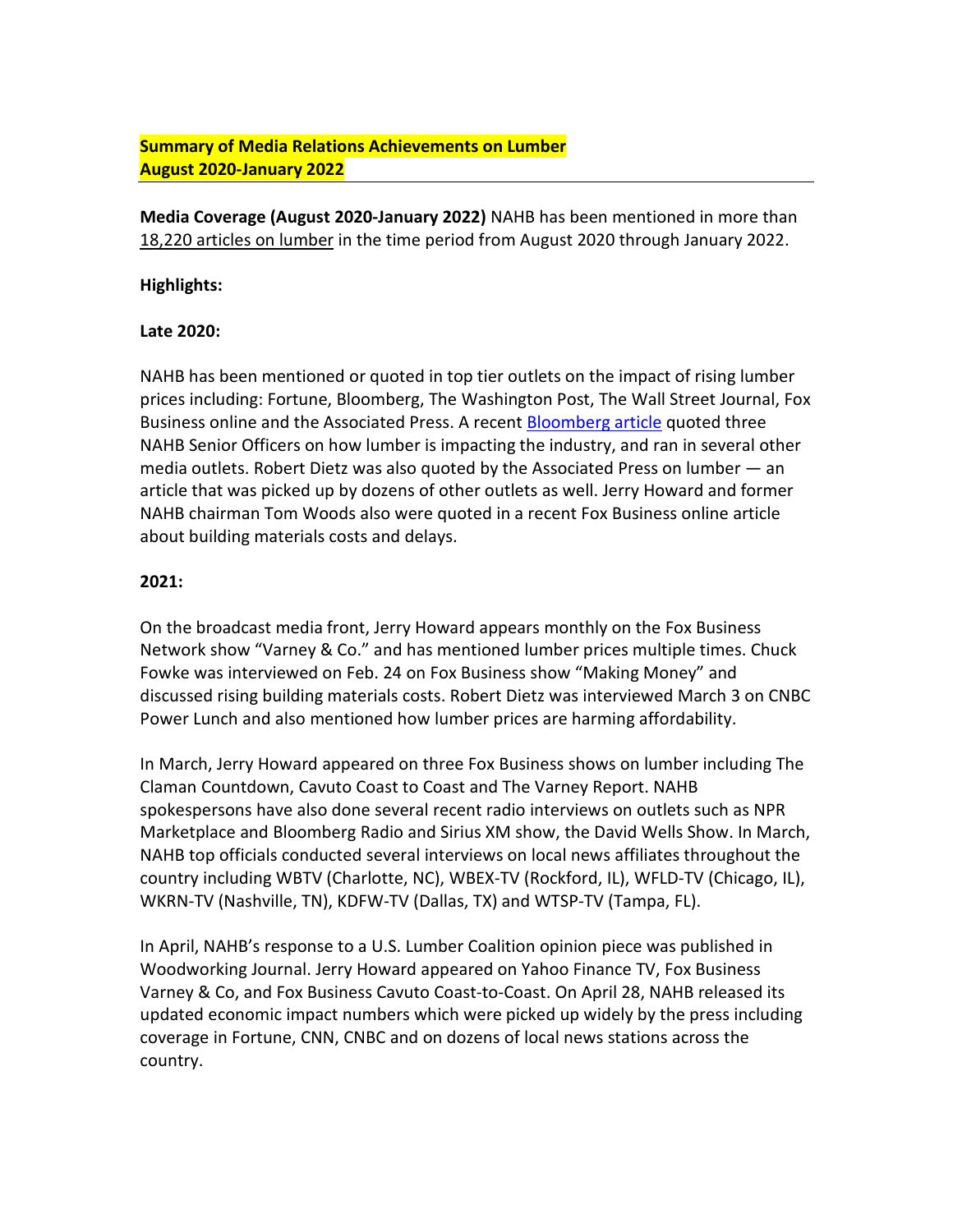**Summary of Media Relations Achievements on Lumber**
**August 2020-January 2022**

---

**Media Coverage (August 2020-January 2022)** NAHB has been mentioned in more than 18,220 articles on lumber in the time period from August 2020 through January 2022.

**Highlights:**

**Late 2020:**

NAHB has been mentioned or quoted in top tier outlets on the impact of rising lumber prices including: Fortune, Bloomberg, The Washington Post, The Wall Street Journal, Fox Business online and the Associated Press. A recent Bloomberg article quoted three NAHB Senior Officers on how lumber is impacting the industry, and ran in several other media outlets. Robert Dietz was also quoted by the Associated Press on lumber — an article that was picked up by dozens of other outlets as well. Jerry Howard and former NAHB chairman Tom Woods also were quoted in a recent Fox Business online article about building materials costs and delays.

**2021:**

On the broadcast media front, Jerry Howard appears monthly on the Fox Business Network show "Varney & Co." and has mentioned lumber prices multiple times. Chuck Fowke was interviewed on Feb. 24 on Fox Business show "Making Money" and discussed rising building materials costs. Robert Dietz was interviewed March 3 on CNBC Power Lunch and also mentioned how lumber prices are harming affordability.

In March, Jerry Howard appeared on three Fox Business shows on lumber including The Claman Countdown, Cavuto Coast to Coast and The Varney Report. NAHB spokespersons have also done several recent radio interviews on outlets such as NPR Marketplace and Bloomberg Radio and Sirius XM show, the David Wells Show. In March, NAHB top officials conducted several interviews on local news affiliates throughout the country including WBTV (Charlotte, NC), WBEX-TV (Rockford, IL), WFLD-TV (Chicago, IL), WKRN-TV (Nashville, TN), KDFW-TV (Dallas, TX) and WTSP-TV (Tampa, FL).

In April, NAHB's response to a U.S. Lumber Coalition opinion piece was published in Woodworking Journal. Jerry Howard appeared on Yahoo Finance TV, Fox Business Varney & Co, and Fox Business Cavuto Coast-to-Coast. On April 28, NAHB released its updated economic impact numbers which were picked up widely by the press including coverage in Fortune, CNN, CNBC and on dozens of local news stations across the country.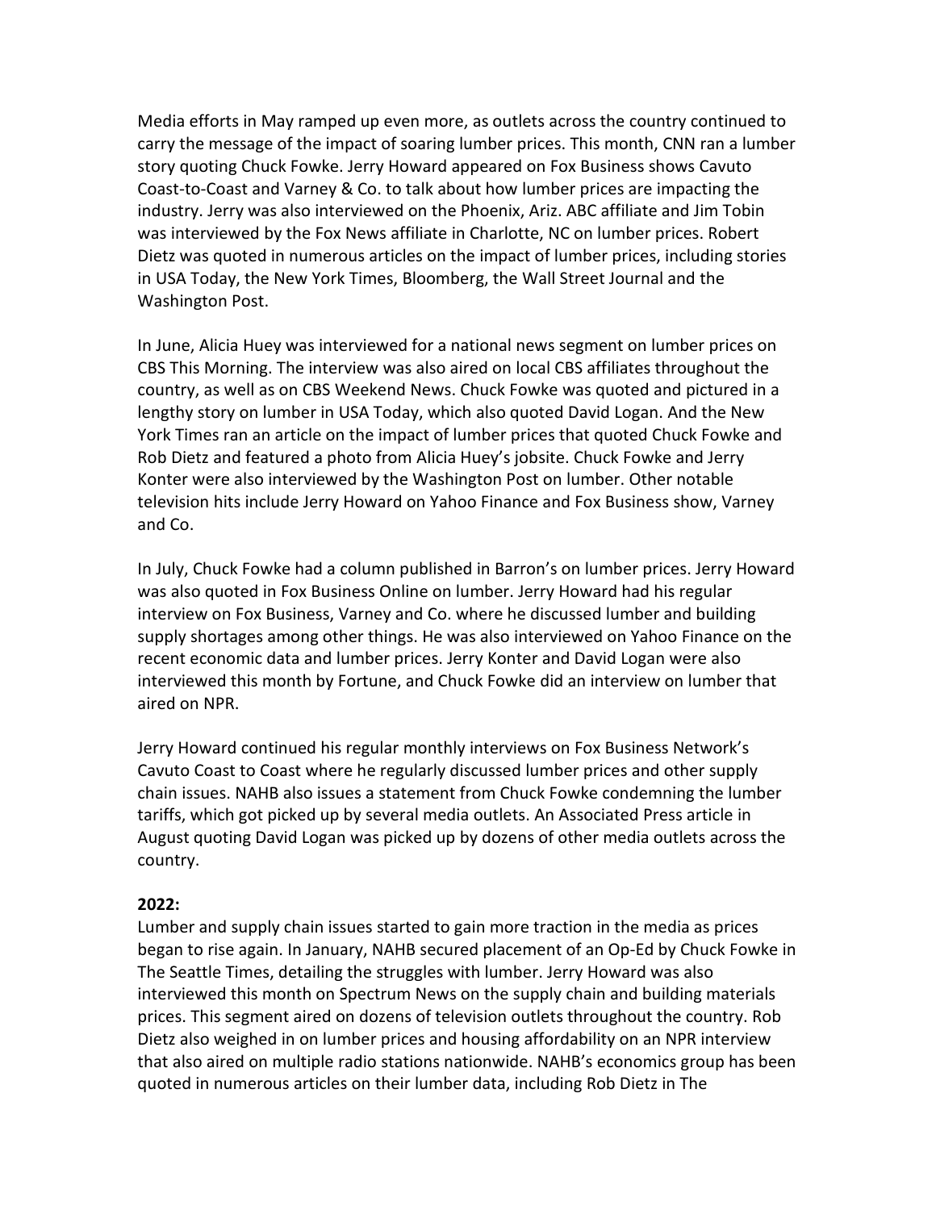Media efforts in May ramped up even more, as outlets across the country continued to carry the message of the impact of soaring lumber prices. This month, CNN ran a lumber story quoting Chuck Fowke. Jerry Howard appeared on Fox Business shows Cavuto Coast-to-Coast and Varney & Co. to talk about how lumber prices are impacting the industry. Jerry was also interviewed on the Phoenix, Ariz. ABC affiliate and Jim Tobin was interviewed by the Fox News affiliate in Charlotte, NC on lumber prices. Robert Dietz was quoted in numerous articles on the impact of lumber prices, including stories in USA Today, the New York Times, Bloomberg, the Wall Street Journal and the Washington Post.

In June, Alicia Huey was interviewed for a national news segment on lumber prices on CBS This Morning. The interview was also aired on local CBS affiliates throughout the country, as well as on CBS Weekend News. Chuck Fowke was quoted and pictured in a lengthy story on lumber in USA Today, which also quoted David Logan. And the New York Times ran an article on the impact of lumber prices that quoted Chuck Fowke and Rob Dietz and featured a photo from Alicia Huey's jobsite. Chuck Fowke and Jerry Konter were also interviewed by the Washington Post on lumber. Other notable television hits include Jerry Howard on Yahoo Finance and Fox Business show, Varney and Co.

In July, Chuck Fowke had a column published in Barron's on lumber prices. Jerry Howard was also quoted in Fox Business Online on lumber. Jerry Howard had his regular interview on Fox Business, Varney and Co. where he discussed lumber and building supply shortages among other things. He was also interviewed on Yahoo Finance on the recent economic data and lumber prices. Jerry Konter and David Logan were also interviewed this month by Fortune, and Chuck Fowke did an interview on lumber that aired on NPR.

Jerry Howard continued his regular monthly interviews on Fox Business Network's Cavuto Coast to Coast where he regularly discussed lumber prices and other supply chain issues. NAHB also issues a statement from Chuck Fowke condemning the lumber tariffs, which got picked up by several media outlets. An Associated Press article in August quoting David Logan was picked up by dozens of other media outlets across the country.

**2022:**

Lumber and supply chain issues started to gain more traction in the media as prices began to rise again. In January, NAHB secured placement of an Op-Ed by Chuck Fowke in The Seattle Times, detailing the struggles with lumber. Jerry Howard was also interviewed this month on Spectrum News on the supply chain and building materials prices. This segment aired on dozens of television outlets throughout the country. Rob Dietz also weighed in on lumber prices and housing affordability on an NPR interview that also aired on multiple radio stations nationwide. NAHB's economics group has been quoted in numerous articles on their lumber data, including Rob Dietz in The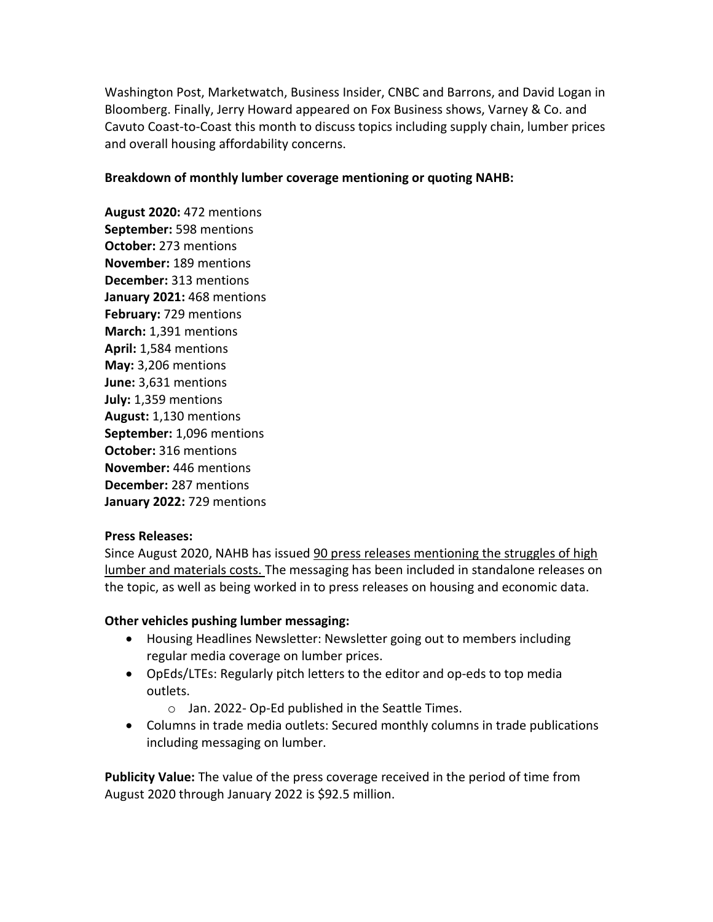Washington Post, Marketwatch, Business Insider, CNBC and Barrons, and David Logan in Bloomberg. Finally, Jerry Howard appeared on Fox Business shows, Varney & Co. and Cavuto Coast-to-Coast this month to discuss topics including supply chain, lumber prices and overall housing affordability concerns.

**Breakdown of monthly lumber coverage mentioning or quoting NAHB:**

**August 2020:** 472 mentions  
**September:** 598 mentions  
**October:** 273 mentions  
**November:** 189 mentions  
**December:** 313 mentions  
**January 2021:** 468 mentions  
**February:** 729 mentions  
**March:** 1,391 mentions  
**April:** 1,584 mentions  
**May:** 3,206 mentions  
**June:** 3,631 mentions  
**July:** 1,359 mentions  
**August:** 1,130 mentions  
**September:** 1,096 mentions  
**October:** 316 mentions  
**November:** 446 mentions  
**December:** 287 mentions  
**January 2022:** 729 mentions

**Press Releases:**  
Since August 2020, NAHB has issued 90 press releases mentioning the struggles of high lumber and materials costs. The messaging has been included in standalone releases on the topic, as well as being worked in to press releases on housing and economic data.

**Other vehicles pushing lumber messaging:**

- Housing Headlines Newsletter: Newsletter going out to members including regular media coverage on lumber prices.
- OpEds/LTEs: Regularly pitch letters to the editor and op-eds to top media outlets.
  - Jan. 2022- Op-Ed published in the Seattle Times.
- Columns in trade media outlets: Secured monthly columns in trade publications including messaging on lumber.

**Publicity Value:** The value of the press coverage received in the period of time from August 2020 through January 2022 is $92.5 million.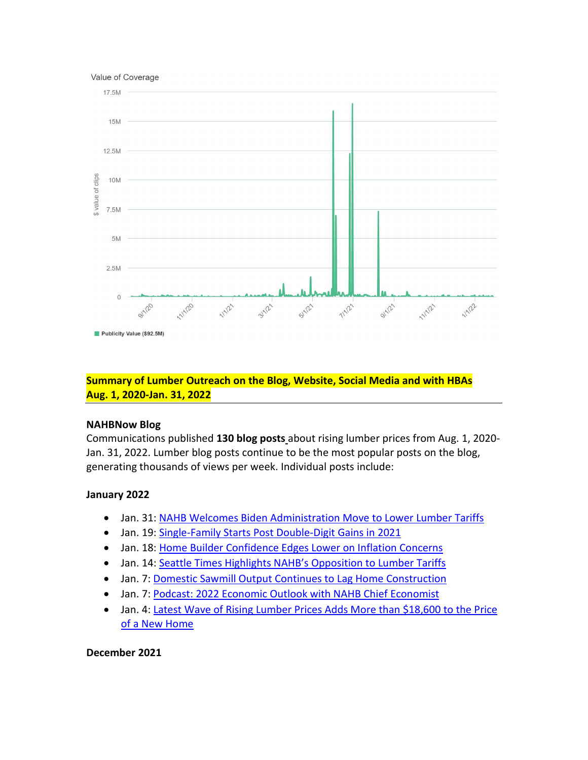Value of Coverage

17.5M
15M
12.5M
10M
7.5M
5M
2.5M
0

$ value of clips

9/1/20 11/1/20 1/1/21 3/1/21 5/1/21 7/1/21 9/1/21 11/1/21 1/1/22

Publicity Value ($92.5M)

## Summary of Lumber Outreach on the Blog, Website, Social Media and with HBAs Aug. 1, 2020-Jan. 31, 2022

### NAHBNow Blog

Communications published **130 blog posts** about rising lumber prices from Aug. 1, 2020-Jan. 31, 2022. Lumber blog posts continue to be the most popular posts on the blog, generating thousands of views per week. Individual posts include:

### January 2022

- Jan. 31: NAHB Welcomes Biden Administration Move to Lower Lumber Tariffs
- Jan. 19: Single-Family Starts Post Double-Digit Gains in 2021
- Jan. 18: Home Builder Confidence Edges Lower on Inflation Concerns
- Jan. 14: Seattle Times Highlights NAHB's Opposition to Lumber Tariffs
- Jan. 7: Domestic Sawmill Output Continues to Lag Home Construction
- Jan. 7: Podcast: 2022 Economic Outlook with NAHB Chief Economist
- Jan. 4: Latest Wave of Rising Lumber Prices Adds More than $18,600 to the Price of a New Home

### December 2021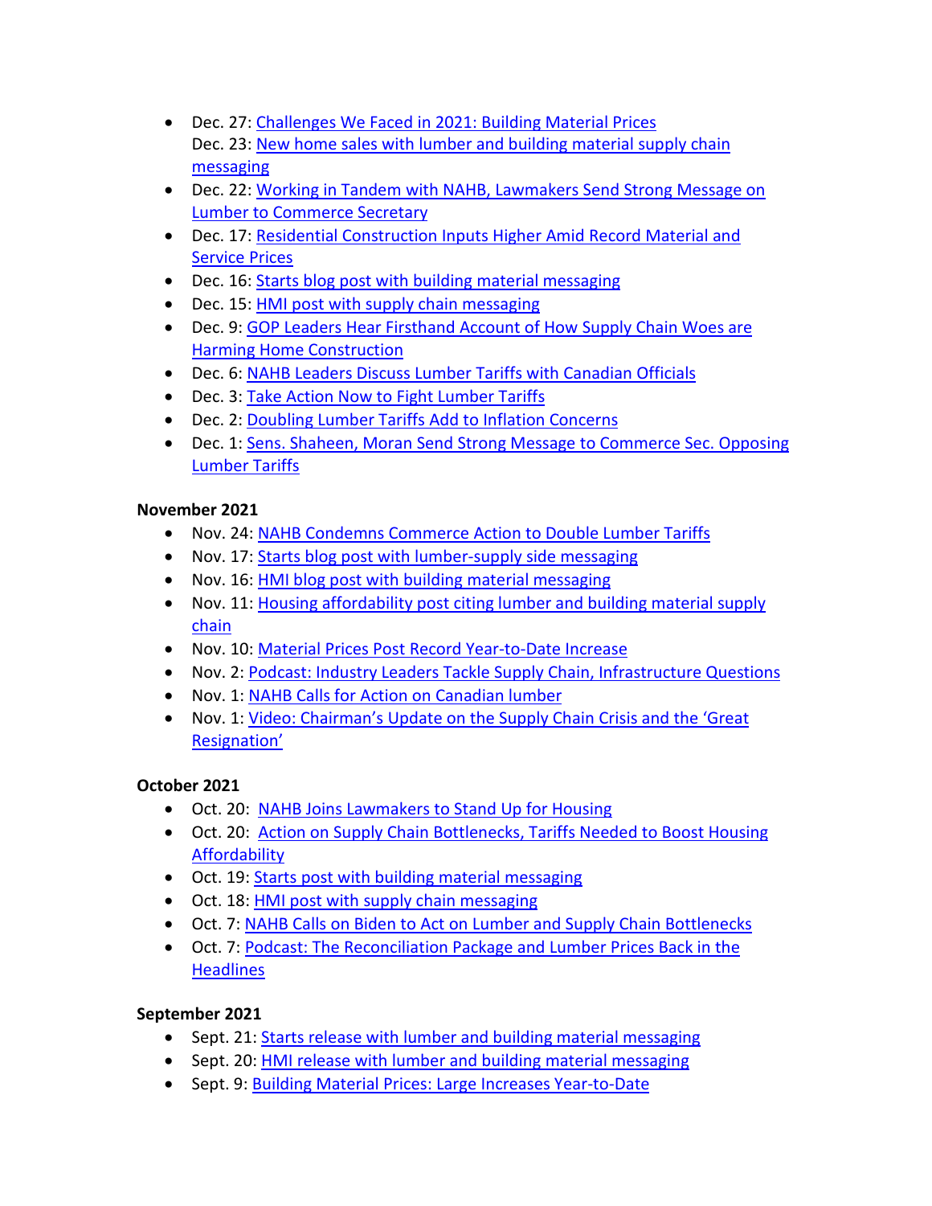- Dec. 27: Challenges We Faced in 2021: Building Material Prices
  Dec. 23: New home sales with lumber and building material supply chain messaging
- Dec. 22: Working in Tandem with NAHB, Lawmakers Send Strong Message on Lumber to Commerce Secretary
- Dec. 17: Residential Construction Inputs Higher Amid Record Material and Service Prices
- Dec. 16: Starts blog post with building material messaging
- Dec. 15: HMI post with supply chain messaging
- Dec. 9: GOP Leaders Hear Firsthand Account of How Supply Chain Woes are Harming Home Construction
- Dec. 6: NAHB Leaders Discuss Lumber Tariffs with Canadian Officials
- Dec. 3: Take Action Now to Fight Lumber Tariffs
- Dec. 2: Doubling Lumber Tariffs Add to Inflation Concerns
- Dec. 1: Sens. Shaheen, Moran Send Strong Message to Commerce Sec. Opposing Lumber Tariffs

**November 2021**

- Nov. 24: NAHB Condemns Commerce Action to Double Lumber Tariffs
- Nov. 17: Starts blog post with lumber-supply side messaging
- Nov. 16: HMI blog post with building material messaging
- Nov. 11: Housing affordability post citing lumber and building material supply chain
- Nov. 10: Material Prices Post Record Year-to-Date Increase
- Nov. 2: Podcast: Industry Leaders Tackle Supply Chain, Infrastructure Questions
- Nov. 1: NAHB Calls for Action on Canadian lumber
- Nov. 1: Video: Chairman's Update on the Supply Chain Crisis and the 'Great Resignation'

**October 2021**

- Oct. 20: NAHB Joins Lawmakers to Stand Up for Housing
- Oct. 20: Action on Supply Chain Bottlenecks, Tariffs Needed to Boost Housing Affordability
- Oct. 19: Starts post with building material messaging
- Oct. 18: HMI post with supply chain messaging
- Oct. 7: NAHB Calls on Biden to Act on Lumber and Supply Chain Bottlenecks
- Oct. 7: Podcast: The Reconciliation Package and Lumber Prices Back in the Headlines

**September 2021**

- Sept. 21: Starts release with lumber and building material messaging
- Sept. 20: HMI release with lumber and building material messaging
- Sept. 9: Building Material Prices: Large Increases Year-to-Date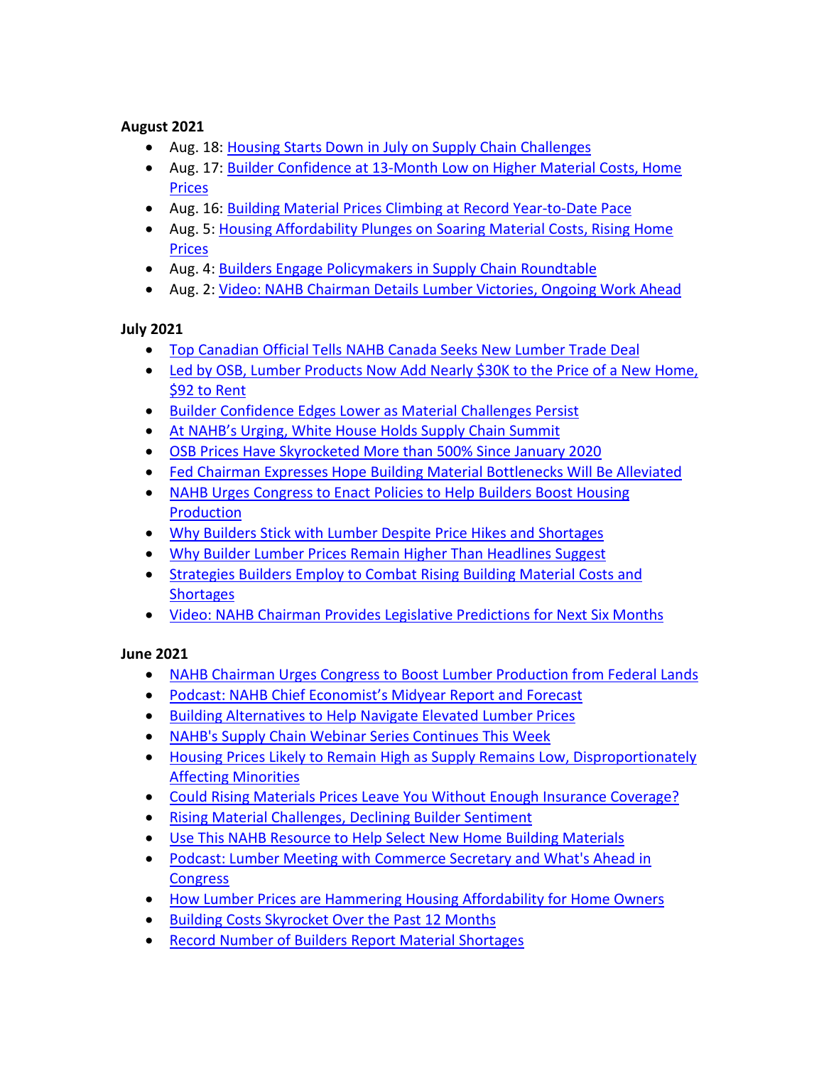**August 2021**

- Aug. 18: Housing Starts Down in July on Supply Chain Challenges
- Aug. 17: Builder Confidence at 13-Month Low on Higher Material Costs, Home Prices
- Aug. 16: Building Material Prices Climbing at Record Year-to-Date Pace
- Aug. 5: Housing Affordability Plunges on Soaring Material Costs, Rising Home Prices
- Aug. 4: Builders Engage Policymakers in Supply Chain Roundtable
- Aug. 2: Video: NAHB Chairman Details Lumber Victories, Ongoing Work Ahead

**July 2021**

- Top Canadian Official Tells NAHB Canada Seeks New Lumber Trade Deal
- Led by OSB, Lumber Products Now Add Nearly $30K to the Price of a New Home, $92 to Rent
- Builder Confidence Edges Lower as Material Challenges Persist
- At NAHB's Urging, White House Holds Supply Chain Summit
- OSB Prices Have Skyrocketed More than 500% Since January 2020
- Fed Chairman Expresses Hope Building Material Bottlenecks Will Be Alleviated
- NAHB Urges Congress to Enact Policies to Help Builders Boost Housing Production
- Why Builders Stick with Lumber Despite Price Hikes and Shortages
- Why Builder Lumber Prices Remain Higher Than Headlines Suggest
- Strategies Builders Employ to Combat Rising Building Material Costs and Shortages
- Video: NAHB Chairman Provides Legislative Predictions for Next Six Months

**June 2021**

- NAHB Chairman Urges Congress to Boost Lumber Production from Federal Lands
- Podcast: NAHB Chief Economist's Midyear Report and Forecast
- Building Alternatives to Help Navigate Elevated Lumber Prices
- NAHB's Supply Chain Webinar Series Continues This Week
- Housing Prices Likely to Remain High as Supply Remains Low, Disproportionately Affecting Minorities
- Could Rising Materials Prices Leave You Without Enough Insurance Coverage?
- Rising Material Challenges, Declining Builder Sentiment
- Use This NAHB Resource to Help Select New Home Building Materials
- Podcast: Lumber Meeting with Commerce Secretary and What's Ahead in Congress
- How Lumber Prices are Hammering Housing Affordability for Home Owners
- Building Costs Skyrocket Over the Past 12 Months
- Record Number of Builders Report Material Shortages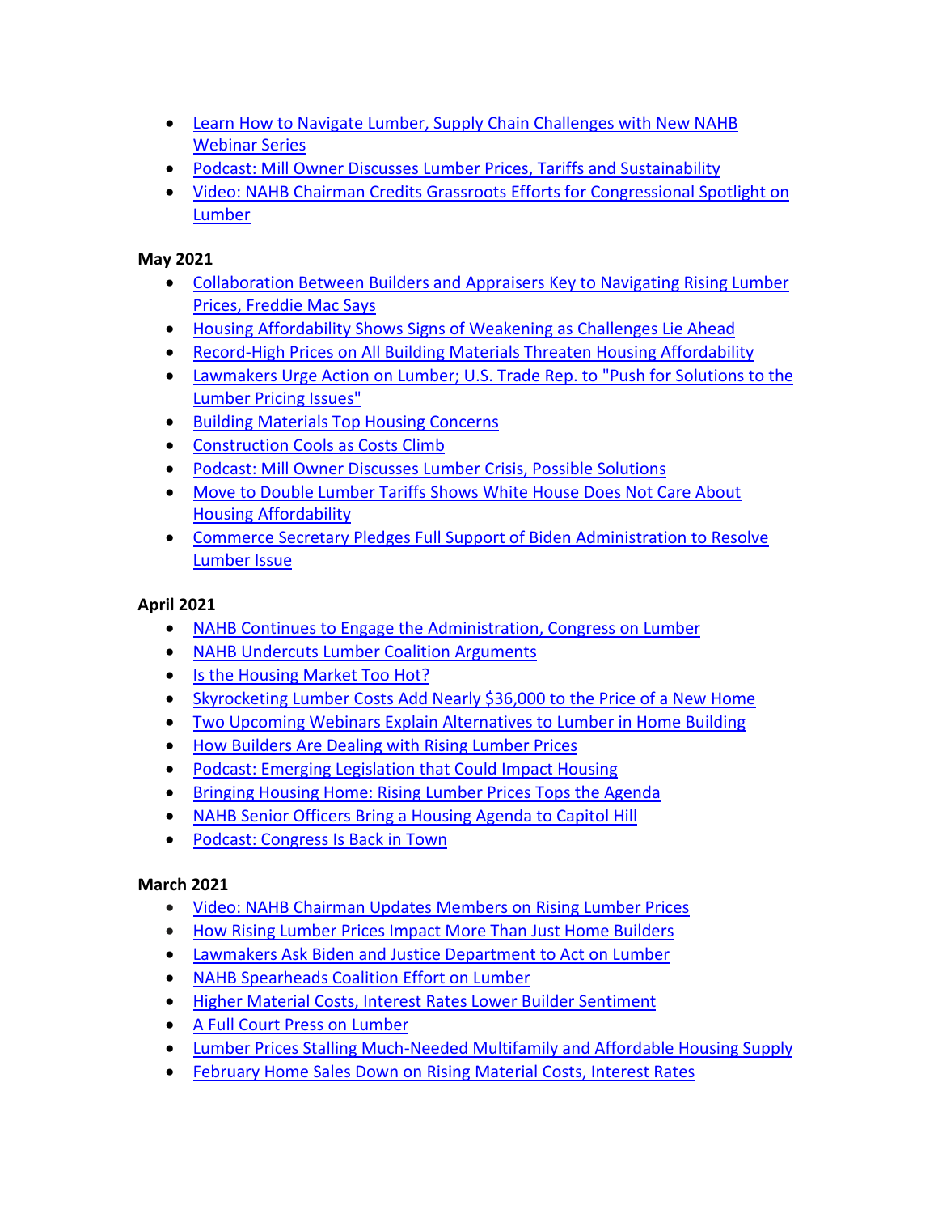- Learn How to Navigate Lumber, Supply Chain Challenges with New NAHB Webinar Series
- Podcast: Mill Owner Discusses Lumber Prices, Tariffs and Sustainability
- Video: NAHB Chairman Credits Grassroots Efforts for Congressional Spotlight on Lumber

**May 2021**

- Collaboration Between Builders and Appraisers Key to Navigating Rising Lumber Prices, Freddie Mac Says
- Housing Affordability Shows Signs of Weakening as Challenges Lie Ahead
- Record-High Prices on All Building Materials Threaten Housing Affordability
- Lawmakers Urge Action on Lumber; U.S. Trade Rep. to "Push for Solutions to the Lumber Pricing Issues"
- Building Materials Top Housing Concerns
- Construction Cools as Costs Climb
- Podcast: Mill Owner Discusses Lumber Crisis, Possible Solutions
- Move to Double Lumber Tariffs Shows White House Does Not Care About Housing Affordability
- Commerce Secretary Pledges Full Support of Biden Administration to Resolve Lumber Issue

**April 2021**

- NAHB Continues to Engage the Administration, Congress on Lumber
- NAHB Undercuts Lumber Coalition Arguments
- Is the Housing Market Too Hot?
- Skyrocketing Lumber Costs Add Nearly $36,000 to the Price of a New Home
- Two Upcoming Webinars Explain Alternatives to Lumber in Home Building
- How Builders Are Dealing with Rising Lumber Prices
- Podcast: Emerging Legislation that Could Impact Housing
- Bringing Housing Home: Rising Lumber Prices Tops the Agenda
- NAHB Senior Officers Bring a Housing Agenda to Capitol Hill
- Podcast: Congress Is Back in Town

**March 2021**

- Video: NAHB Chairman Updates Members on Rising Lumber Prices
- How Rising Lumber Prices Impact More Than Just Home Builders
- Lawmakers Ask Biden and Justice Department to Act on Lumber
- NAHB Spearheads Coalition Effort on Lumber
- Higher Material Costs, Interest Rates Lower Builder Sentiment
- A Full Court Press on Lumber
- Lumber Prices Stalling Much-Needed Multifamily and Affordable Housing Supply
- February Home Sales Down on Rising Material Costs, Interest Rates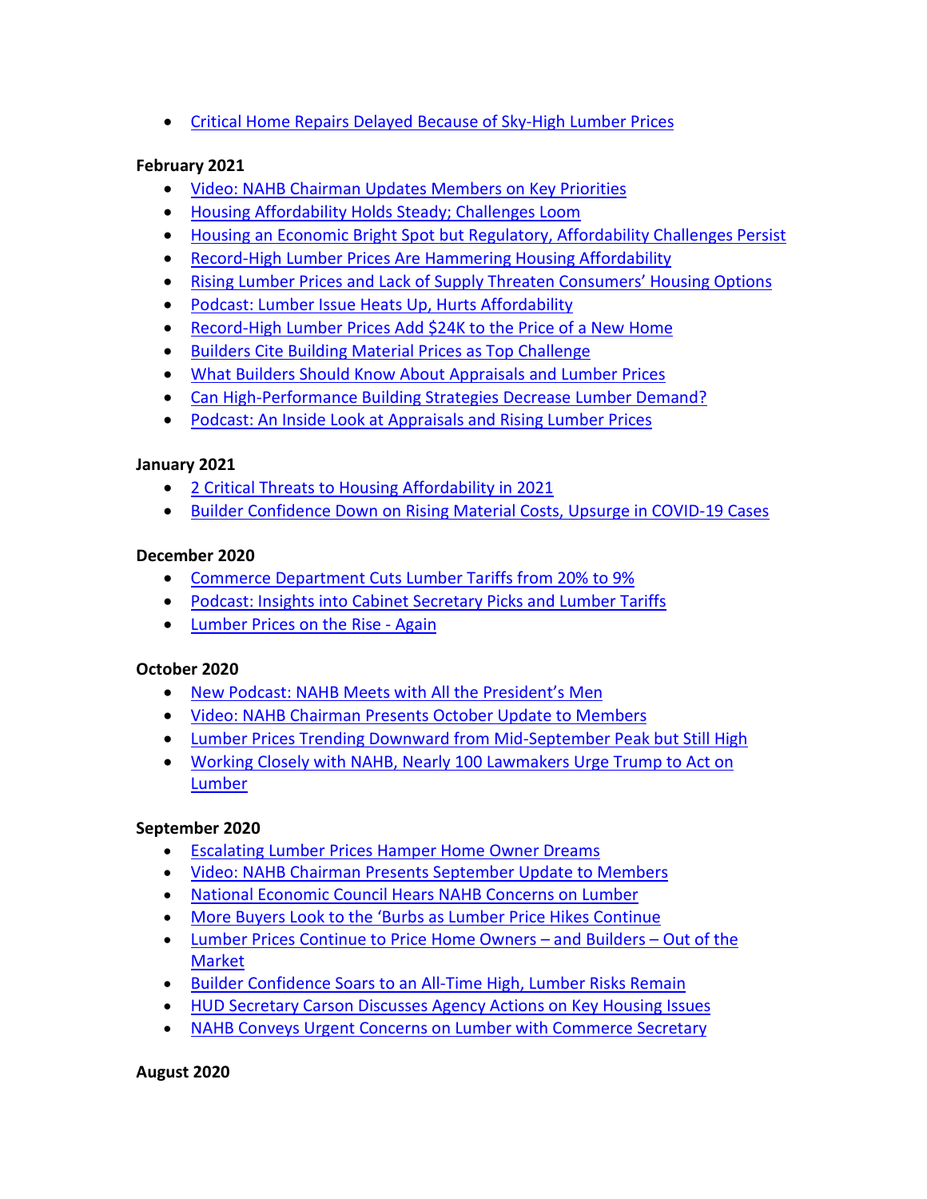- Critical Home Repairs Delayed Because of Sky-High Lumber Prices

**February 2021**

- Video: NAHB Chairman Updates Members on Key Priorities
- Housing Affordability Holds Steady; Challenges Loom
- Housing an Economic Bright Spot but Regulatory, Affordability Challenges Persist
- Record-High Lumber Prices Are Hammering Housing Affordability
- Rising Lumber Prices and Lack of Supply Threaten Consumers' Housing Options
- Podcast: Lumber Issue Heats Up, Hurts Affordability
- Record-High Lumber Prices Add $24K to the Price of a New Home
- Builders Cite Building Material Prices as Top Challenge
- What Builders Should Know About Appraisals and Lumber Prices
- Can High-Performance Building Strategies Decrease Lumber Demand?
- Podcast: An Inside Look at Appraisals and Rising Lumber Prices

**January 2021**

- 2 Critical Threats to Housing Affordability in 2021
- Builder Confidence Down on Rising Material Costs, Upsurge in COVID-19 Cases

**December 2020**

- Commerce Department Cuts Lumber Tariffs from 20% to 9%
- Podcast: Insights into Cabinet Secretary Picks and Lumber Tariffs
- Lumber Prices on the Rise - Again

**October 2020**

- New Podcast: NAHB Meets with All the President's Men
- Video: NAHB Chairman Presents October Update to Members
- Lumber Prices Trending Downward from Mid-September Peak but Still High
- Working Closely with NAHB, Nearly 100 Lawmakers Urge Trump to Act on Lumber

**September 2020**

- Escalating Lumber Prices Hamper Home Owner Dreams
- Video: NAHB Chairman Presents September Update to Members
- National Economic Council Hears NAHB Concerns on Lumber
- More Buyers Look to the 'Burbs as Lumber Price Hikes Continue
- Lumber Prices Continue to Price Home Owners – and Builders – Out of the Market
- Builder Confidence Soars to an All-Time High, Lumber Risks Remain
- HUD Secretary Carson Discusses Agency Actions on Key Housing Issues
- NAHB Conveys Urgent Concerns on Lumber with Commerce Secretary

**August 2020**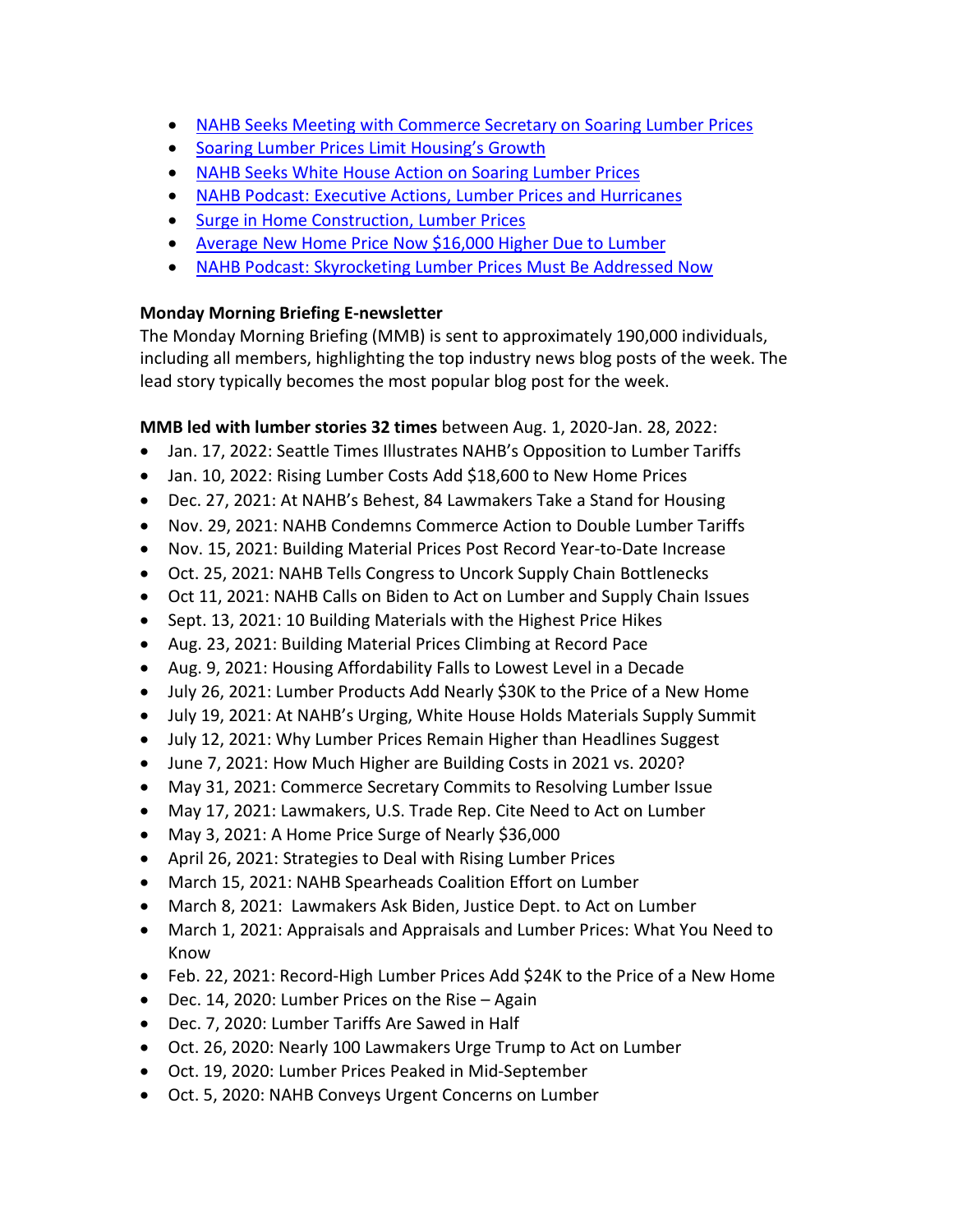- NAHB Seeks Meeting with Commerce Secretary on Soaring Lumber Prices
- Soaring Lumber Prices Limit Housing's Growth
- NAHB Seeks White House Action on Soaring Lumber Prices
- NAHB Podcast: Executive Actions, Lumber Prices and Hurricanes
- Surge in Home Construction, Lumber Prices
- Average New Home Price Now $16,000 Higher Due to Lumber
- NAHB Podcast: Skyrocketing Lumber Prices Must Be Addressed Now

**Monday Morning Briefing E-newsletter**

The Monday Morning Briefing (MMB) is sent to approximately 190,000 individuals, including all members, highlighting the top industry news blog posts of the week. The lead story typically becomes the most popular blog post for the week.

**MMB led with lumber stories 32 times** between Aug. 1, 2020-Jan. 28, 2022:

- Jan. 17, 2022: Seattle Times Illustrates NAHB's Opposition to Lumber Tariffs
- Jan. 10, 2022: Rising Lumber Costs Add $18,600 to New Home Prices
- Dec. 27, 2021: At NAHB's Behest, 84 Lawmakers Take a Stand for Housing
- Nov. 29, 2021: NAHB Condemns Commerce Action to Double Lumber Tariffs
- Nov. 15, 2021: Building Material Prices Post Record Year-to-Date Increase
- Oct. 25, 2021: NAHB Tells Congress to Uncork Supply Chain Bottlenecks
- Oct 11, 2021: NAHB Calls on Biden to Act on Lumber and Supply Chain Issues
- Sept. 13, 2021: 10 Building Materials with the Highest Price Hikes
- Aug. 23, 2021: Building Material Prices Climbing at Record Pace
- Aug. 9, 2021: Housing Affordability Falls to Lowest Level in a Decade
- July 26, 2021: Lumber Products Add Nearly $30K to the Price of a New Home
- July 19, 2021: At NAHB's Urging, White House Holds Materials Supply Summit
- July 12, 2021: Why Lumber Prices Remain Higher than Headlines Suggest
- June 7, 2021: How Much Higher are Building Costs in 2021 vs. 2020?
- May 31, 2021: Commerce Secretary Commits to Resolving Lumber Issue
- May 17, 2021: Lawmakers, U.S. Trade Rep. Cite Need to Act on Lumber
- May 3, 2021: A Home Price Surge of Nearly $36,000
- April 26, 2021: Strategies to Deal with Rising Lumber Prices
- March 15, 2021: NAHB Spearheads Coalition Effort on Lumber
- March 8, 2021: Lawmakers Ask Biden, Justice Dept. to Act on Lumber
- March 1, 2021: Appraisals and Appraisals and Lumber Prices: What You Need to Know
- Feb. 22, 2021: Record-High Lumber Prices Add $24K to the Price of a New Home
- Dec. 14, 2020: Lumber Prices on the Rise – Again
- Dec. 7, 2020: Lumber Tariffs Are Sawed in Half
- Oct. 26, 2020: Nearly 100 Lawmakers Urge Trump to Act on Lumber
- Oct. 19, 2020: Lumber Prices Peaked in Mid-September
- Oct. 5, 2020: NAHB Conveys Urgent Concerns on Lumber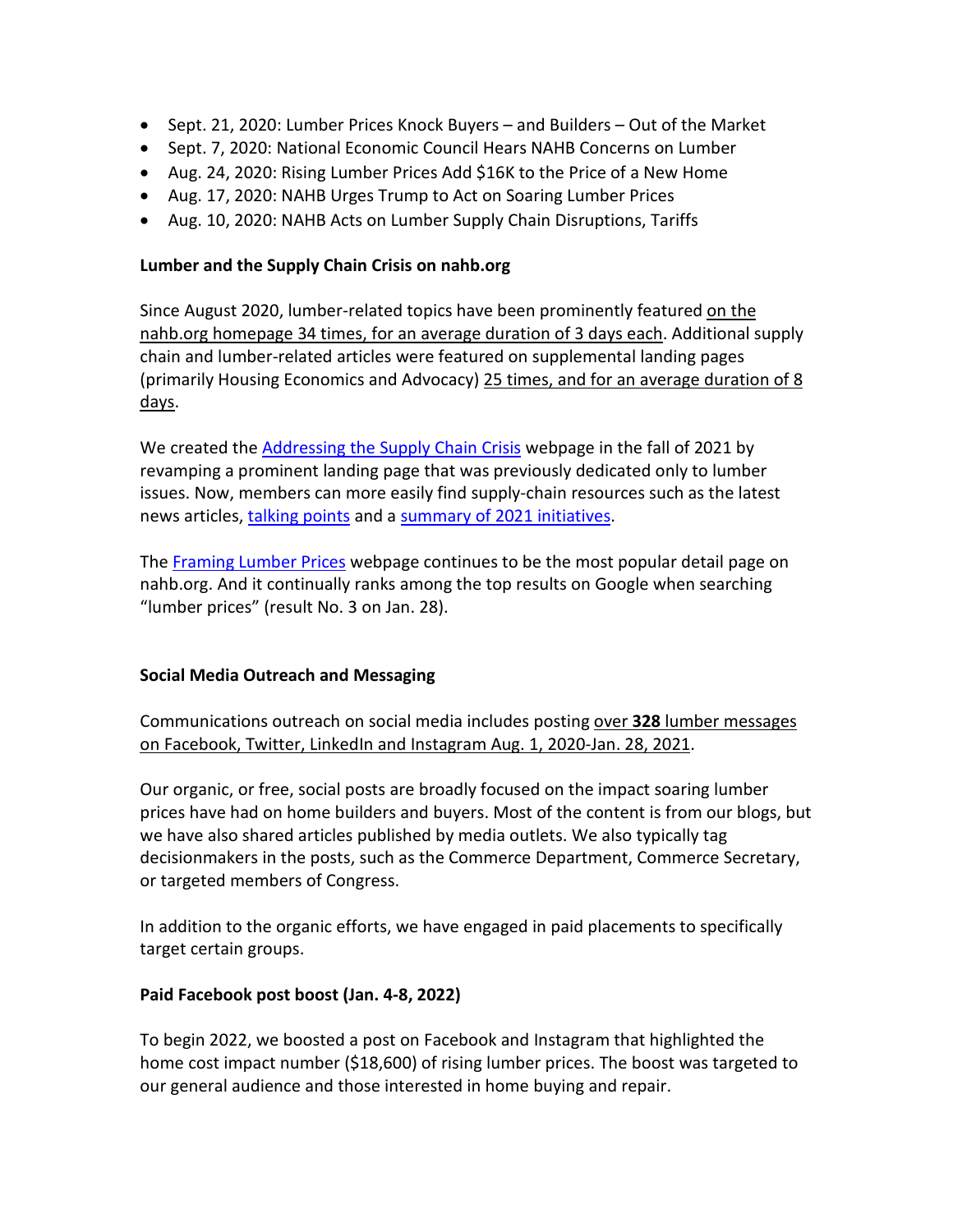- Sept. 21, 2020: Lumber Prices Knock Buyers – and Builders – Out of the Market
- Sept. 7, 2020: National Economic Council Hears NAHB Concerns on Lumber
- Aug. 24, 2020: Rising Lumber Prices Add $16K to the Price of a New Home
- Aug. 17, 2020: NAHB Urges Trump to Act on Soaring Lumber Prices
- Aug. 10, 2020: NAHB Acts on Lumber Supply Chain Disruptions, Tariffs

**Lumber and the Supply Chain Crisis on nahb.org**

Since August 2020, lumber-related topics have been prominently featured on the nahb.org homepage 34 times, for an average duration of 3 days each. Additional supply chain and lumber-related articles were featured on supplemental landing pages (primarily Housing Economics and Advocacy) 25 times, and for an average duration of 8 days.

We created the Addressing the Supply Chain Crisis webpage in the fall of 2021 by revamping a prominent landing page that was previously dedicated only to lumber issues. Now, members can more easily find supply-chain resources such as the latest news articles, talking points and a summary of 2021 initiatives.

The Framing Lumber Prices webpage continues to be the most popular detail page on nahb.org. And it continually ranks among the top results on Google when searching "lumber prices" (result No. 3 on Jan. 28).

**Social Media Outreach and Messaging**

Communications outreach on social media includes posting over **328** lumber messages on Facebook, Twitter, LinkedIn and Instagram Aug. 1, 2020-Jan. 28, 2021.

Our organic, or free, social posts are broadly focused on the impact soaring lumber prices have had on home builders and buyers. Most of the content is from our blogs, but we have also shared articles published by media outlets. We also typically tag decisionmakers in the posts, such as the Commerce Department, Commerce Secretary, or targeted members of Congress.

In addition to the organic efforts, we have engaged in paid placements to specifically target certain groups.

**Paid Facebook post boost (Jan. 4-8, 2022)**

To begin 2022, we boosted a post on Facebook and Instagram that highlighted the home cost impact number ($18,600) of rising lumber prices. The boost was targeted to our general audience and those interested in home buying and repair.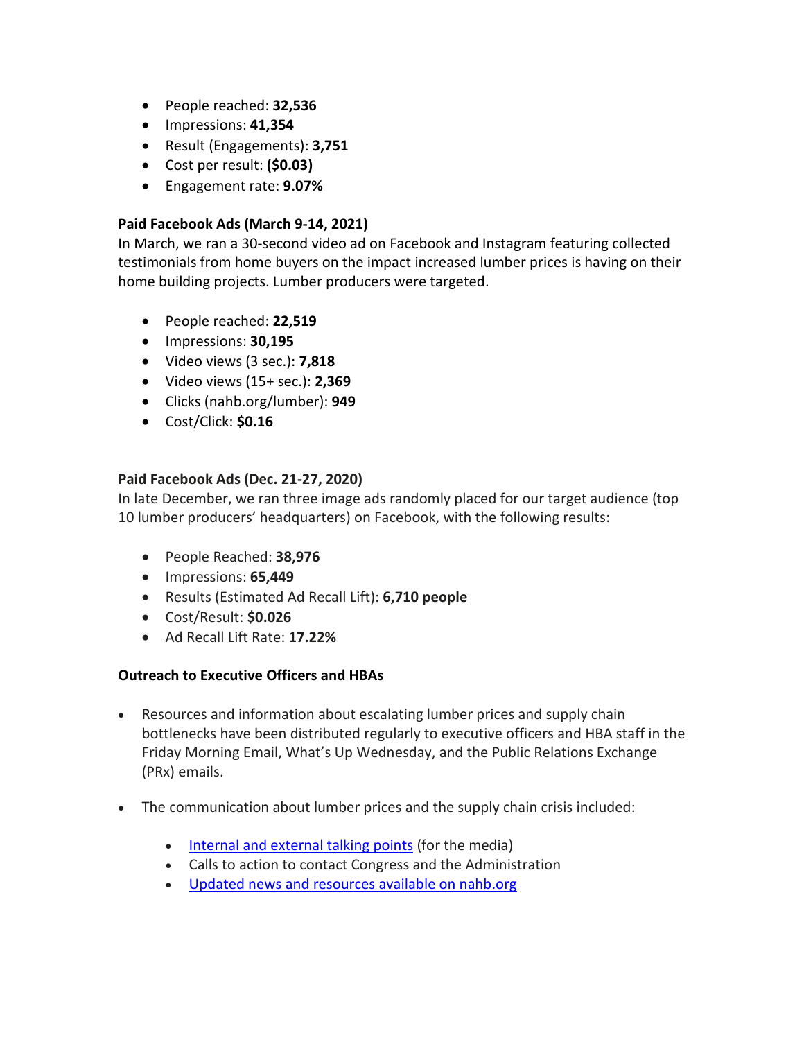- People reached: **32,536**
- Impressions: **41,354**
- Result (Engagements): **3,751**
- Cost per result: **($0.03)**
- Engagement rate: **9.07%**

**Paid Facebook Ads (March 9-14, 2021)**

In March, we ran a 30-second video ad on Facebook and Instagram featuring collected testimonials from home buyers on the impact increased lumber prices is having on their home building projects. Lumber producers were targeted.

- People reached: **22,519**
- Impressions: **30,195**
- Video views (3 sec.): **7,818**
- Video views (15+ sec.): **2,369**
- Clicks (nahb.org/lumber): **949**
- Cost/Click: **$0.16**

**Paid Facebook Ads (Dec. 21-27, 2020)**

In late December, we ran three image ads randomly placed for our target audience (top 10 lumber producers' headquarters) on Facebook, with the following results:

- People Reached: **38,976**
- Impressions: **65,449**
- Results (Estimated Ad Recall Lift): **6,710 people**
- Cost/Result: **$0.026**
- Ad Recall Lift Rate: **17.22%**

**Outreach to Executive Officers and HBAs**

- Resources and information about escalating lumber prices and supply chain bottlenecks have been distributed regularly to executive officers and HBA staff in the Friday Morning Email, What's Up Wednesday, and the Public Relations Exchange (PRx) emails.
- The communication about lumber prices and the supply chain crisis included:
  - Internal and external talking points (for the media)
  - Calls to action to contact Congress and the Administration
  - Updated news and resources available on nahb.org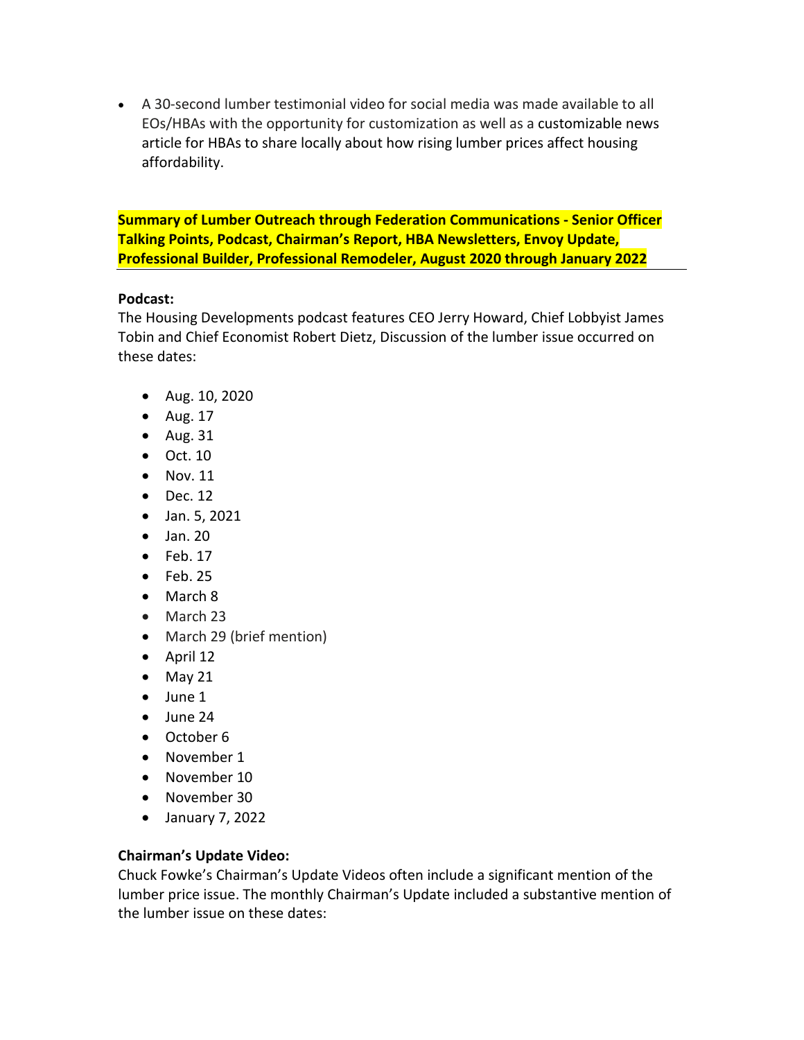- A 30-second lumber testimonial video for social media was made available to all EOs/HBAs with the opportunity for customization as well as a customizable news article for HBAs to share locally about how rising lumber prices affect housing affordability.

**Summary of Lumber Outreach through Federation Communications - Senior Officer Talking Points, Podcast, Chairman's Report, HBA Newsletters, Envoy Update, Professional Builder, Professional Remodeler, August 2020 through January 2022**

**Podcast:**
The Housing Developments podcast features CEO Jerry Howard, Chief Lobbyist James Tobin and Chief Economist Robert Dietz, Discussion of the lumber issue occurred on these dates:

- Aug. 10, 2020
- Aug. 17
- Aug. 31
- Oct. 10
- Nov. 11
- Dec. 12
- Jan. 5, 2021
- Jan. 20
- Feb. 17
- Feb. 25
- March 8
- March 23
- March 29 (brief mention)
- April 12
- May 21
- June 1
- June 24
- October 6
- November 1
- November 10
- November 30
- January 7, 2022

**Chairman's Update Video:**
Chuck Fowke's Chairman's Update Videos often include a significant mention of the lumber price issue. The monthly Chairman's Update included a substantive mention of the lumber issue on these dates: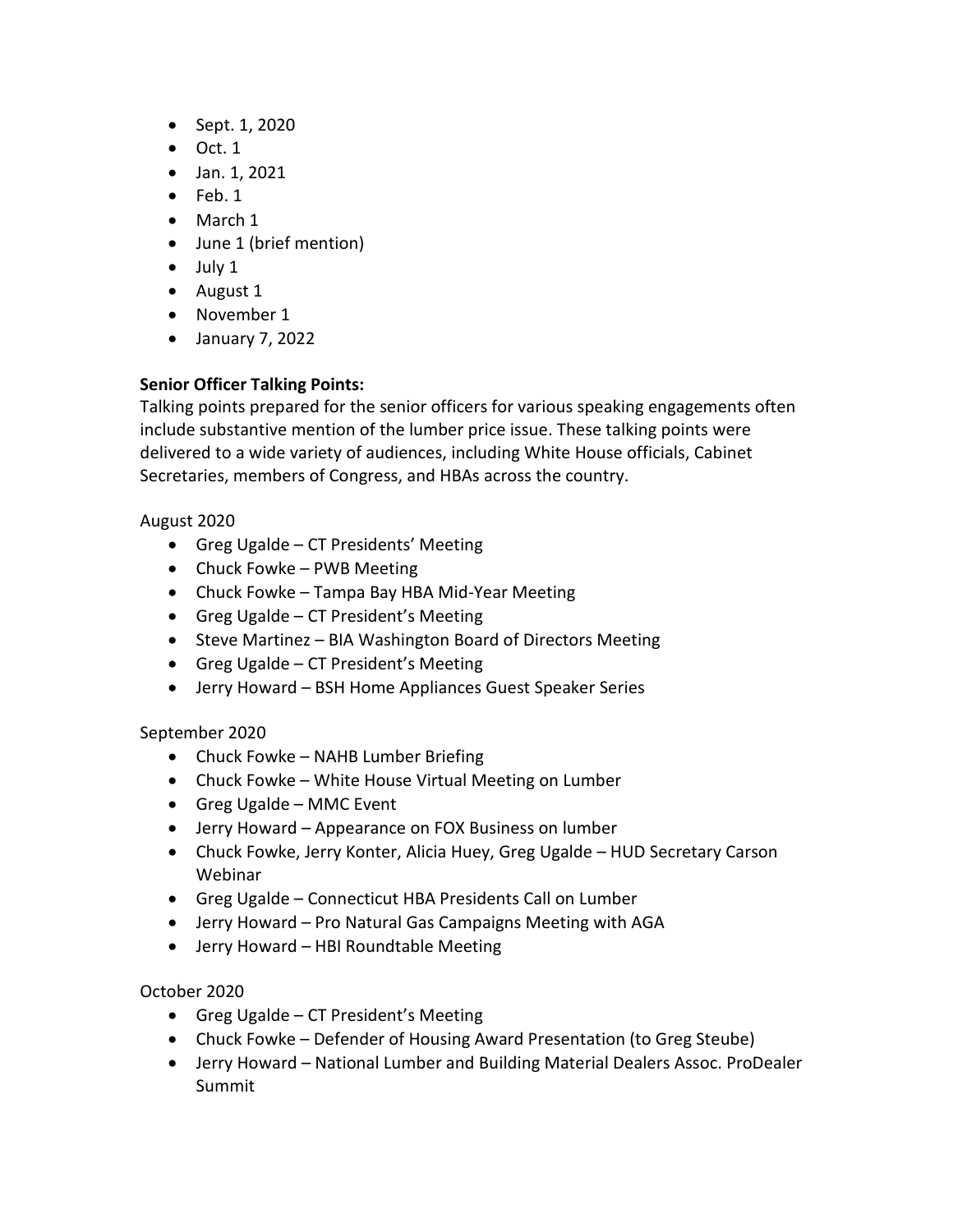- Sept. 1, 2020
- Oct. 1
- Jan. 1, 2021
- Feb. 1
- March 1
- June 1 (brief mention)
- July 1
- August 1
- November 1
- January 7, 2022

**Senior Officer Talking Points:**
Talking points prepared for the senior officers for various speaking engagements often include substantive mention of the lumber price issue. These talking points were delivered to a wide variety of audiences, including White House officials, Cabinet Secretaries, members of Congress, and HBAs across the country.

August 2020

- Greg Ugalde – CT Presidents' Meeting
- Chuck Fowke – PWB Meeting
- Chuck Fowke – Tampa Bay HBA Mid-Year Meeting
- Greg Ugalde – CT President's Meeting
- Steve Martinez – BIA Washington Board of Directors Meeting
- Greg Ugalde – CT President's Meeting
- Jerry Howard – BSH Home Appliances Guest Speaker Series

September 2020

- Chuck Fowke – NAHB Lumber Briefing
- Chuck Fowke – White House Virtual Meeting on Lumber
- Greg Ugalde – MMC Event
- Jerry Howard – Appearance on FOX Business on lumber
- Chuck Fowke, Jerry Konter, Alicia Huey, Greg Ugalde – HUD Secretary Carson Webinar
- Greg Ugalde – Connecticut HBA Presidents Call on Lumber
- Jerry Howard – Pro Natural Gas Campaigns Meeting with AGA
- Jerry Howard – HBI Roundtable Meeting

October 2020

- Greg Ugalde – CT President's Meeting
- Chuck Fowke – Defender of Housing Award Presentation (to Greg Steube)
- Jerry Howard – National Lumber and Building Material Dealers Assoc. ProDealer Summit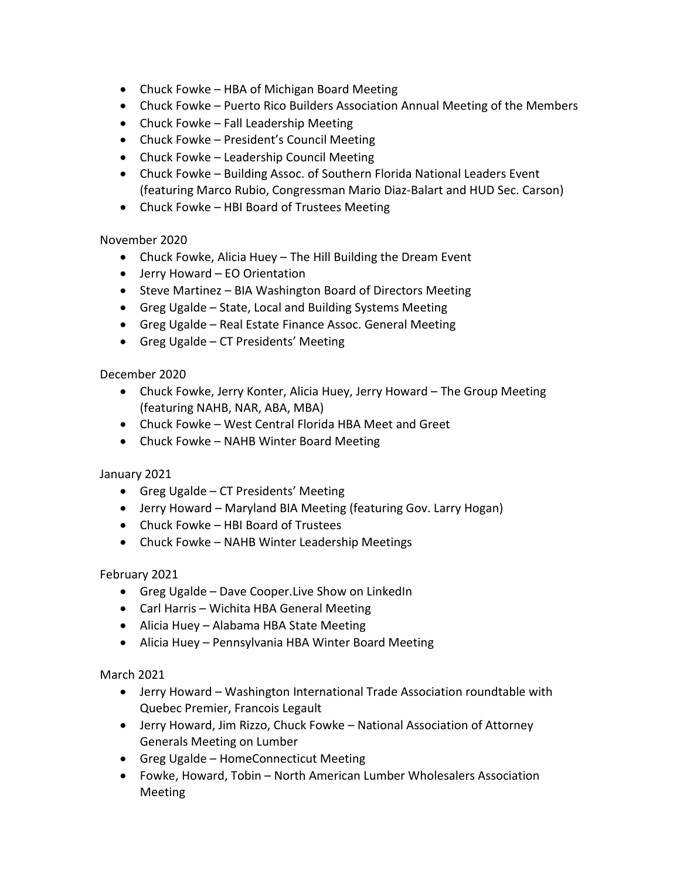- Chuck Fowke – HBA of Michigan Board Meeting
- Chuck Fowke – Puerto Rico Builders Association Annual Meeting of the Members
- Chuck Fowke – Fall Leadership Meeting
- Chuck Fowke – President's Council Meeting
- Chuck Fowke – Leadership Council Meeting
- Chuck Fowke – Building Assoc. of Southern Florida National Leaders Event (featuring Marco Rubio, Congressman Mario Diaz-Balart and HUD Sec. Carson)
- Chuck Fowke – HBI Board of Trustees Meeting

November 2020

- Chuck Fowke, Alicia Huey – The Hill Building the Dream Event
- Jerry Howard – EO Orientation
- Steve Martinez – BIA Washington Board of Directors Meeting
- Greg Ugalde – State, Local and Building Systems Meeting
- Greg Ugalde – Real Estate Finance Assoc. General Meeting
- Greg Ugalde – CT Presidents' Meeting

December 2020

- Chuck Fowke, Jerry Konter, Alicia Huey, Jerry Howard – The Group Meeting (featuring NAHB, NAR, ABA, MBA)
- Chuck Fowke – West Central Florida HBA Meet and Greet
- Chuck Fowke – NAHB Winter Board Meeting

January 2021

- Greg Ugalde – CT Presidents' Meeting
- Jerry Howard – Maryland BIA Meeting (featuring Gov. Larry Hogan)
- Chuck Fowke – HBI Board of Trustees
- Chuck Fowke – NAHB Winter Leadership Meetings

February 2021

- Greg Ugalde – Dave Cooper.Live Show on LinkedIn
- Carl Harris – Wichita HBA General Meeting
- Alicia Huey – Alabama HBA State Meeting
- Alicia Huey – Pennsylvania HBA Winter Board Meeting

March 2021

- Jerry Howard – Washington International Trade Association roundtable with Quebec Premier, Francois Legault
- Jerry Howard, Jim Rizzo, Chuck Fowke – National Association of Attorney Generals Meeting on Lumber
- Greg Ugalde – HomeConnecticut Meeting
- Fowke, Howard, Tobin – North American Lumber Wholesalers Association Meeting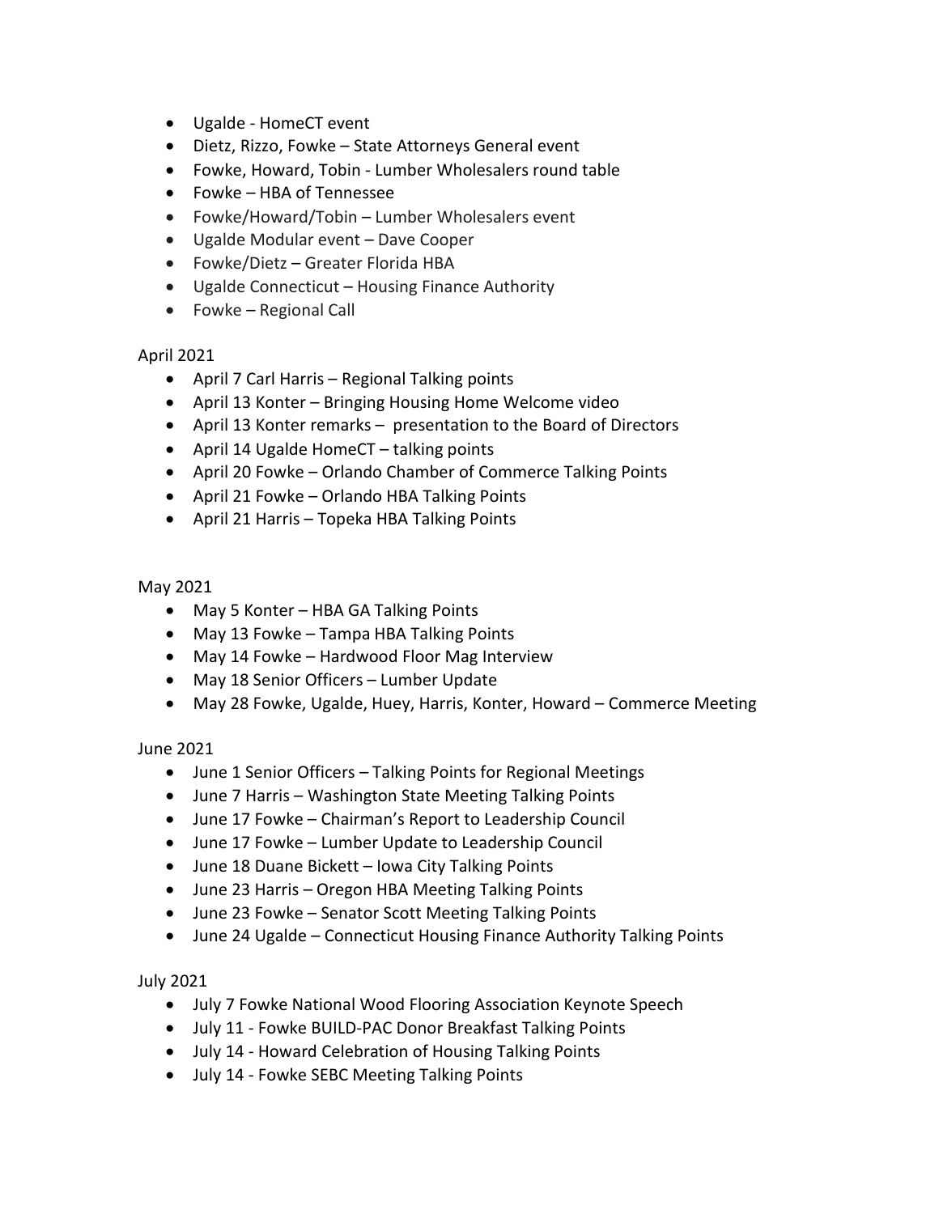- Ugalde - HomeCT event
- Dietz, Rizzo, Fowke – State Attorneys General event
- Fowke, Howard, Tobin - Lumber Wholesalers round table
- Fowke – HBA of Tennessee
- Fowke/Howard/Tobin – Lumber Wholesalers event
- Ugalde Modular event – Dave Cooper
- Fowke/Dietz – Greater Florida HBA
- Ugalde Connecticut – Housing Finance Authority
- Fowke – Regional Call

April 2021

- April 7 Carl Harris – Regional Talking points
- April 13 Konter – Bringing Housing Home Welcome video
- April 13 Konter remarks – presentation to the Board of Directors
- April 14 Ugalde HomeCT – talking points
- April 20 Fowke – Orlando Chamber of Commerce Talking Points
- April 21 Fowke – Orlando HBA Talking Points
- April 21 Harris – Topeka HBA Talking Points

May 2021

- May 5 Konter – HBA GA Talking Points
- May 13 Fowke – Tampa HBA Talking Points
- May 14 Fowke – Hardwood Floor Mag Interview
- May 18 Senior Officers – Lumber Update
- May 28 Fowke, Ugalde, Huey, Harris, Konter, Howard – Commerce Meeting

June 2021

- June 1 Senior Officers – Talking Points for Regional Meetings
- June 7 Harris – Washington State Meeting Talking Points
- June 17 Fowke – Chairman's Report to Leadership Council
- June 17 Fowke – Lumber Update to Leadership Council
- June 18 Duane Bickett – Iowa City Talking Points
- June 23 Harris – Oregon HBA Meeting Talking Points
- June 23 Fowke – Senator Scott Meeting Talking Points
- June 24 Ugalde – Connecticut Housing Finance Authority Talking Points

July 2021

- July 7 Fowke National Wood Flooring Association Keynote Speech
- July 11 - Fowke BUILD-PAC Donor Breakfast Talking Points
- July 14 - Howard Celebration of Housing Talking Points
- July 14 - Fowke SEBC Meeting Talking Points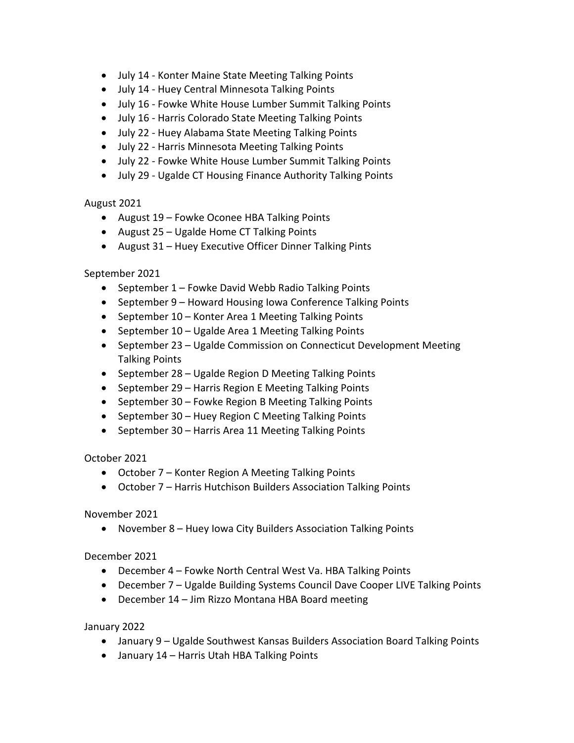- July 14 - Konter Maine State Meeting Talking Points
- July 14 - Huey Central Minnesota Talking Points
- July 16 - Fowke White House Lumber Summit Talking Points
- July 16 - Harris Colorado State Meeting Talking Points
- July 22 - Huey Alabama State Meeting Talking Points
- July 22 - Harris Minnesota Meeting Talking Points
- July 22 - Fowke White House Lumber Summit Talking Points
- July 29 - Ugalde CT Housing Finance Authority Talking Points

August 2021

- August 19 – Fowke Oconee HBA Talking Points
- August 25 – Ugalde Home CT Talking Points
- August 31 – Huey Executive Officer Dinner Talking Pints

September 2021

- September 1 – Fowke David Webb Radio Talking Points
- September 9 – Howard Housing Iowa Conference Talking Points
- September 10 – Konter Area 1 Meeting Talking Points
- September 10 – Ugalde Area 1 Meeting Talking Points
- September 23 – Ugalde Commission on Connecticut Development Meeting Talking Points
- September 28 – Ugalde Region D Meeting Talking Points
- September 29 – Harris Region E Meeting Talking Points
- September 30 – Fowke Region B Meeting Talking Points
- September 30 – Huey Region C Meeting Talking Points
- September 30 – Harris Area 11 Meeting Talking Points

October 2021

- October 7 – Konter Region A Meeting Talking Points
- October 7 – Harris Hutchison Builders Association Talking Points

November 2021

- November 8 – Huey Iowa City Builders Association Talking Points

December 2021

- December 4 – Fowke North Central West Va. HBA Talking Points
- December 7 – Ugalde Building Systems Council Dave Cooper LIVE Talking Points
- December 14 – Jim Rizzo Montana HBA Board meeting

January 2022

- January 9 – Ugalde Southwest Kansas Builders Association Board Talking Points
- January 14 – Harris Utah HBA Talking Points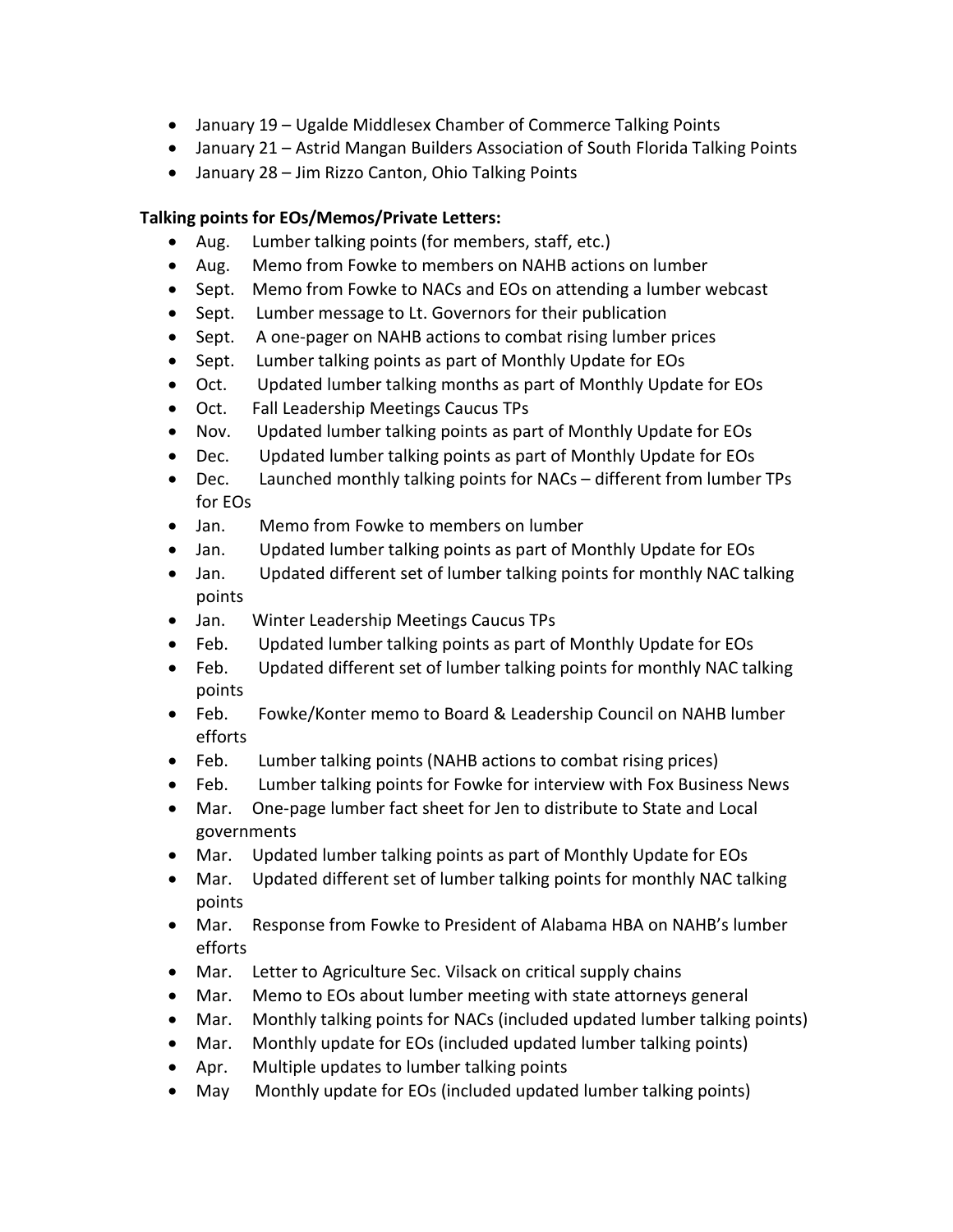- January 19 – Ugalde Middlesex Chamber of Commerce Talking Points
- January 21 – Astrid Mangan Builders Association of South Florida Talking Points
- January 28 – Jim Rizzo Canton, Ohio Talking Points

**Talking points for EOs/Memos/Private Letters:**

- Aug. Lumber talking points (for members, staff, etc.)
- Aug. Memo from Fowke to members on NAHB actions on lumber
- Sept. Memo from Fowke to NACs and EOs on attending a lumber webcast
- Sept. Lumber message to Lt. Governors for their publication
- Sept. A one-pager on NAHB actions to combat rising lumber prices
- Sept. Lumber talking points as part of Monthly Update for EOs
- Oct. Updated lumber talking months as part of Monthly Update for EOs
- Oct. Fall Leadership Meetings Caucus TPs
- Nov. Updated lumber talking points as part of Monthly Update for EOs
- Dec. Updated lumber talking points as part of Monthly Update for EOs
- Dec. Launched monthly talking points for NACs – different from lumber TPs for EOs
- Jan. Memo from Fowke to members on lumber
- Jan. Updated lumber talking points as part of Monthly Update for EOs
- Jan. Updated different set of lumber talking points for monthly NAC talking points
- Jan. Winter Leadership Meetings Caucus TPs
- Feb. Updated lumber talking points as part of Monthly Update for EOs
- Feb. Updated different set of lumber talking points for monthly NAC talking points
- Feb. Fowke/Konter memo to Board & Leadership Council on NAHB lumber efforts
- Feb. Lumber talking points (NAHB actions to combat rising prices)
- Feb. Lumber talking points for Fowke for interview with Fox Business News
- Mar. One-page lumber fact sheet for Jen to distribute to State and Local governments
- Mar. Updated lumber talking points as part of Monthly Update for EOs
- Mar. Updated different set of lumber talking points for monthly NAC talking points
- Mar. Response from Fowke to President of Alabama HBA on NAHB's lumber efforts
- Mar. Letter to Agriculture Sec. Vilsack on critical supply chains
- Mar. Memo to EOs about lumber meeting with state attorneys general
- Mar. Monthly talking points for NACs (included updated lumber talking points)
- Mar. Monthly update for EOs (included updated lumber talking points)
- Apr. Multiple updates to lumber talking points
- May Monthly update for EOs (included updated lumber talking points)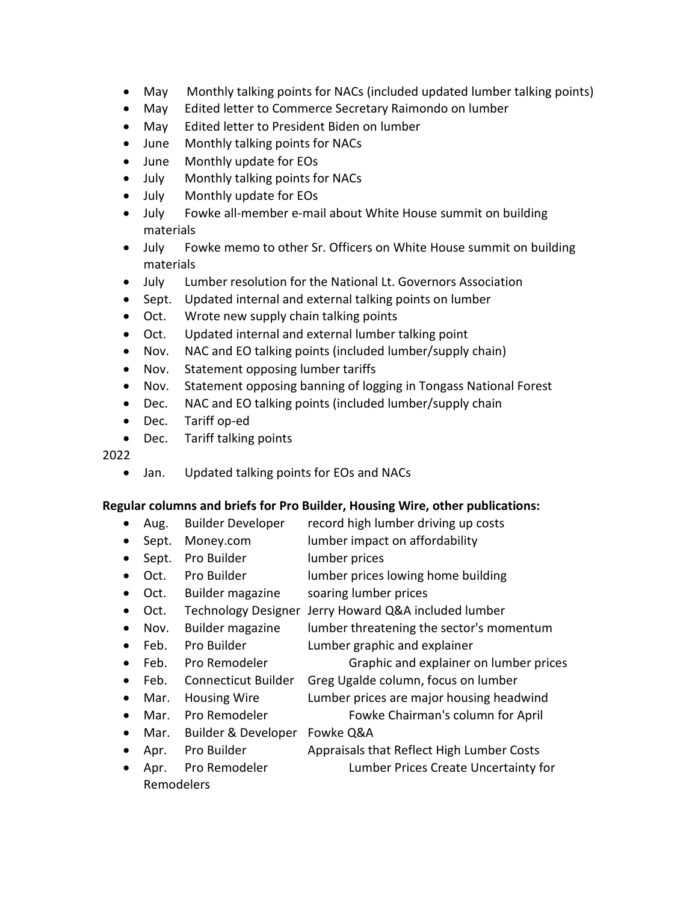- May Monthly talking points for NACs (included updated lumber talking points)
- May Edited letter to Commerce Secretary Raimondo on lumber
- May Edited letter to President Biden on lumber
- June Monthly talking points for NACs
- June Monthly update for EOs
- July Monthly talking points for NACs
- July Monthly update for EOs
- July Fowke all-member e-mail about White House summit on building materials
- July Fowke memo to other Sr. Officers on White House summit on building materials
- July Lumber resolution for the National Lt. Governors Association
- Sept. Updated internal and external talking points on lumber
- Oct. Wrote new supply chain talking points
- Oct. Updated internal and external lumber talking point
- Nov. NAC and EO talking points (included lumber/supply chain)
- Nov. Statement opposing lumber tariffs
- Nov. Statement opposing banning of logging in Tongass National Forest
- Dec. NAC and EO talking points (included lumber/supply chain
- Dec. Tariff op-ed
- Dec. Tariff talking points

2022

- Jan. Updated talking points for EOs and NACs

**Regular columns and briefs for Pro Builder, Housing Wire, other publications:**

- Aug. Builder Developer record high lumber driving up costs
- Sept. Money.com lumber impact on affordability
- Sept. Pro Builder lumber prices
- Oct. Pro Builder lumber prices lowing home building
- Oct. Builder magazine soaring lumber prices
- Oct. Technology Designer Jerry Howard Q&A included lumber
- Nov. Builder magazine lumber threatening the sector's momentum
- Feb. Pro Builder Lumber graphic and explainer
- Feb. Pro Remodeler Graphic and explainer on lumber prices
- Feb. Connecticut Builder Greg Ugalde column, focus on lumber
- Mar. Housing Wire Lumber prices are major housing headwind
- Mar. Pro Remodeler Fowke Chairman's column for April
- Mar. Builder & Developer Fowke Q&A
- Apr. Pro Builder Appraisals that Reflect High Lumber Costs
- Apr. Pro Remodeler Lumber Prices Create Uncertainty for Remodelers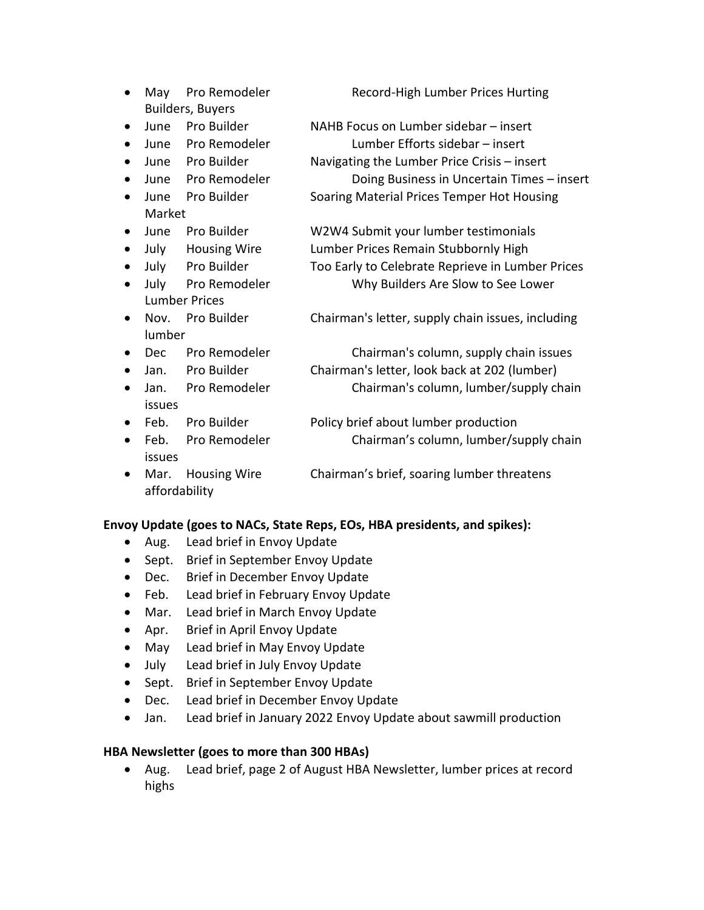- May Pro Remodeler Record-High Lumber Prices Hurting Builders, Buyers
- June Pro Builder NAHB Focus on Lumber sidebar – insert
- June Pro Remodeler Lumber Efforts sidebar – insert
- June Pro Builder Navigating the Lumber Price Crisis – insert
- June Pro Remodeler Doing Business in Uncertain Times – insert
- June Pro Builder Soaring Material Prices Temper Hot Housing Market
- June Pro Builder W2W4 Submit your lumber testimonials
- July Housing Wire Lumber Prices Remain Stubbornly High
- July Pro Builder Too Early to Celebrate Reprieve in Lumber Prices
- July Pro Remodeler Why Builders Are Slow to See Lower Lumber Prices
- Nov. Pro Builder Chairman's letter, supply chain issues, including lumber
- Dec Pro Remodeler Chairman's column, supply chain issues
- Jan. Pro Builder Chairman's letter, look back at 202 (lumber)
- Jan. Pro Remodeler Chairman's column, lumber/supply chain issues
- Feb. Pro Builder Policy brief about lumber production
- Feb. Pro Remodeler Chairman's column, lumber/supply chain issues
- Mar. Housing Wire Chairman's brief, soaring lumber threatens affordability

**Envoy Update (goes to NACs, State Reps, EOs, HBA presidents, and spikes):**

- Aug. Lead brief in Envoy Update
- Sept. Brief in September Envoy Update
- Dec. Brief in December Envoy Update
- Feb. Lead brief in February Envoy Update
- Mar. Lead brief in March Envoy Update
- Apr. Brief in April Envoy Update
- May Lead brief in May Envoy Update
- July Lead brief in July Envoy Update
- Sept. Brief in September Envoy Update
- Dec. Lead brief in December Envoy Update
- Jan. Lead brief in January 2022 Envoy Update about sawmill production

**HBA Newsletter (goes to more than 300 HBAs)**

- Aug. Lead brief, page 2 of August HBA Newsletter, lumber prices at record highs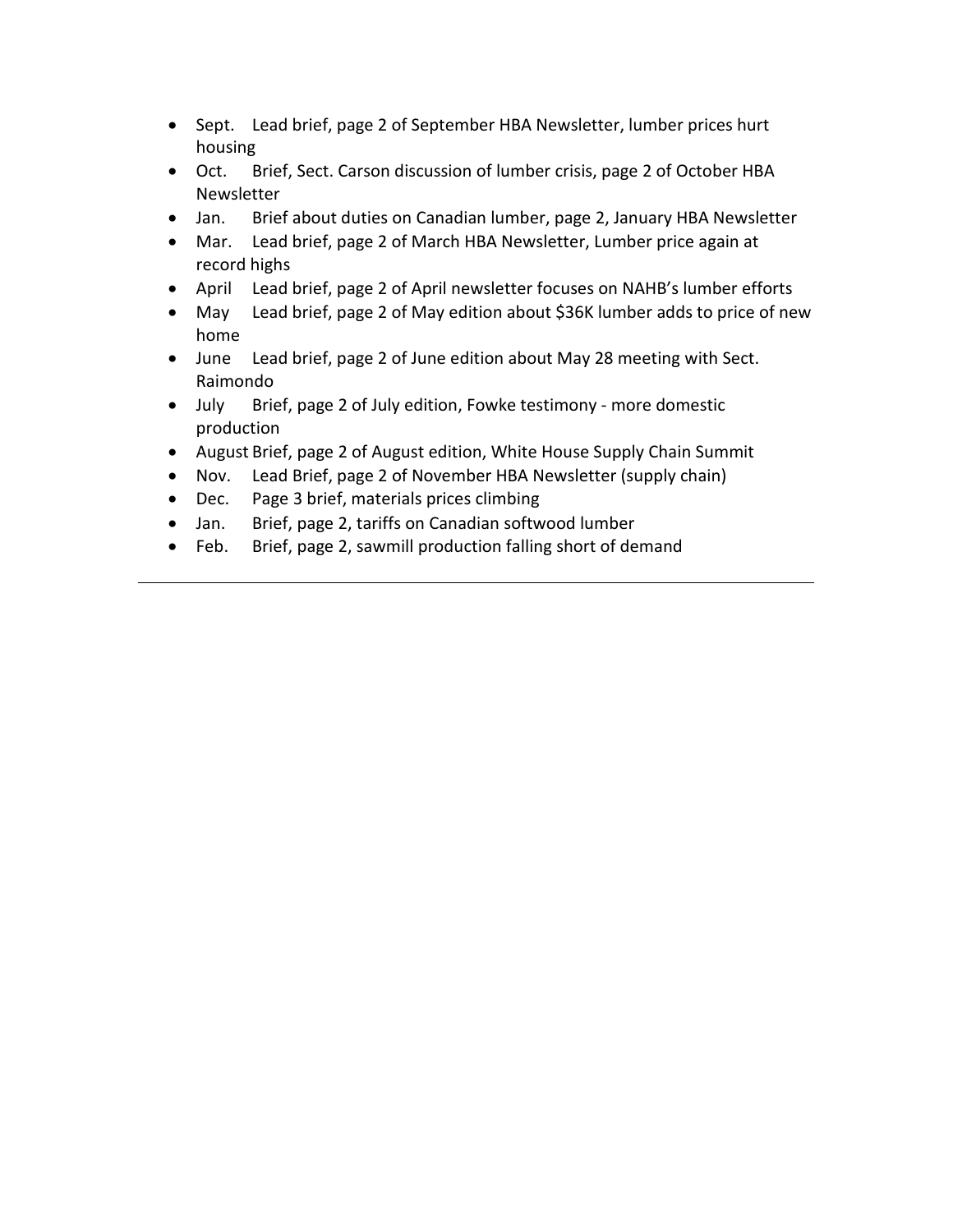- Sept. Lead brief, page 2 of September HBA Newsletter, lumber prices hurt housing
- Oct. Brief, Sect. Carson discussion of lumber crisis, page 2 of October HBA Newsletter
- Jan. Brief about duties on Canadian lumber, page 2, January HBA Newsletter
- Mar. Lead brief, page 2 of March HBA Newsletter, Lumber price again at record highs
- April Lead brief, page 2 of April newsletter focuses on NAHB's lumber efforts
- May Lead brief, page 2 of May edition about $36K lumber adds to price of new home
- June Lead brief, page 2 of June edition about May 28 meeting with Sect. Raimondo
- July Brief, page 2 of July edition, Fowke testimony - more domestic production
- August Brief, page 2 of August edition, White House Supply Chain Summit
- Nov. Lead Brief, page 2 of November HBA Newsletter (supply chain)
- Dec. Page 3 brief, materials prices climbing
- Jan. Brief, page 2, tariffs on Canadian softwood lumber
- Feb. Brief, page 2, sawmill production falling short of demand

---